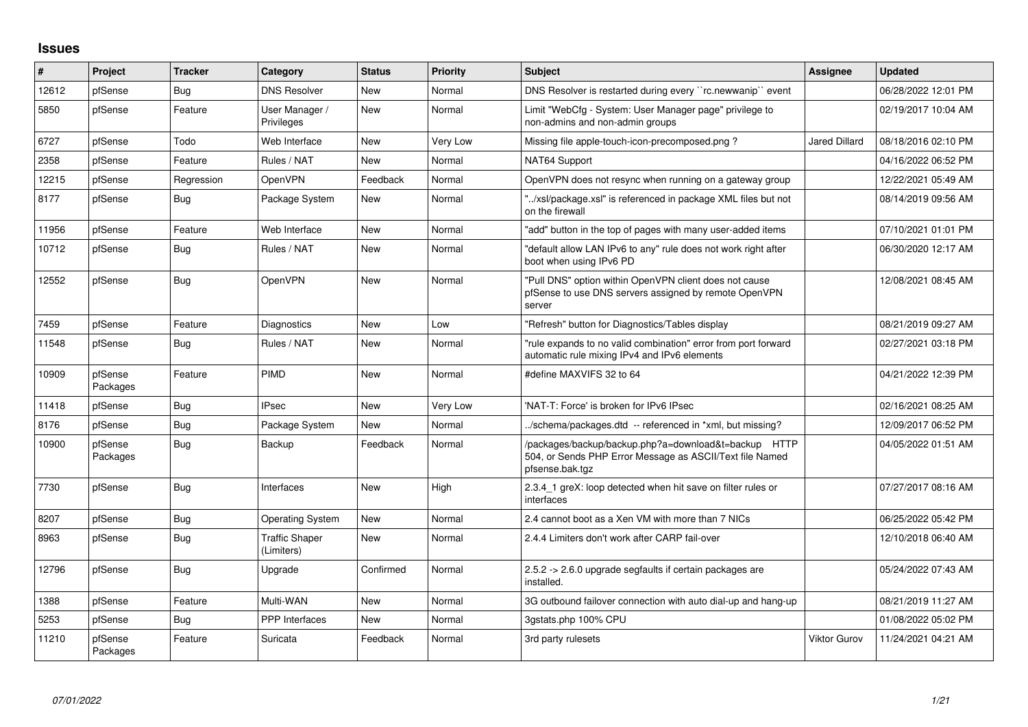## Issues

| # | Project | Tracker | Category | Status | Priority | Subject | Assignee | Updated |
|---|---|---|---|---|---|---|---|---|
| 12612 | pfSense | Bug | DNS Resolver | New | Normal | DNS Resolver is restarted during every ``rc.newwanip`` event | | 06/28/2022 12:01 PM |
| 5850 | pfSense | Feature | User Manager / Privileges | New | Normal | Limit "WebCfg - System: User Manager page" privilege to non-admins and non-admin groups | | 02/19/2017 10:04 AM |
| 6727 | pfSense | Todo | Web Interface | New | Very Low | Missing file apple-touch-icon-precomposed.png ? | Jared Dillard | 08/18/2016 02:10 PM |
| 2358 | pfSense | Feature | Rules / NAT | New | Normal | NAT64 Support | | 04/16/2022 06:52 PM |
| 12215 | pfSense | Regression | OpenVPN | Feedback | Normal | OpenVPN does not resync when running on a gateway group | | 12/22/2021 05:49 AM |
| 8177 | pfSense | Bug | Package System | New | Normal | "../xsl/package.xsl" is referenced in package XML files but not on the firewall | | 08/14/2019 09:56 AM |
| 11956 | pfSense | Feature | Web Interface | New | Normal | "add" button in the top of pages with many user-added items | | 07/10/2021 01:01 PM |
| 10712 | pfSense | Bug | Rules / NAT | New | Normal | "default allow LAN IPv6 to any" rule does not work right after boot when using IPv6 PD | | 06/30/2020 12:17 AM |
| 12552 | pfSense | Bug | OpenVPN | New | Normal | "Pull DNS" option within OpenVPN client does not cause pfSense to use DNS servers assigned by remote OpenVPN server | | 12/08/2021 08:45 AM |
| 7459 | pfSense | Feature | Diagnostics | New | Low | "Refresh" button for Diagnostics/Tables display | | 08/21/2019 09:27 AM |
| 11548 | pfSense | Bug | Rules / NAT | New | Normal | "rule expands to no valid combination" error from port forward automatic rule mixing IPv4 and IPv6 elements | | 02/27/2021 03:18 PM |
| 10909 | pfSense Packages | Feature | PIMD | New | Normal | #define MAXVIFS 32 to 64 | | 04/21/2022 12:39 PM |
| 11418 | pfSense | Bug | IPsec | New | Very Low | 'NAT-T: Force' is broken for IPv6 IPsec | | 02/16/2021 08:25 AM |
| 8176 | pfSense | Bug | Package System | New | Normal | ../schema/packages.dtd -- referenced in *xml, but missing? | | 12/09/2017 06:52 PM |
| 10900 | pfSense Packages | Bug | Backup | Feedback | Normal | /packages/backup/backup.php?a=download&t=backup HTTP 504, or Sends PHP Error Message as ASCII/Text file Named pfsense.bak.tgz | | 04/05/2022 01:51 AM |
| 7730 | pfSense | Bug | Interfaces | New | High | 2.3.4_1 greX: loop detected when hit save on filter rules or interfaces | | 07/27/2017 08:16 AM |
| 8207 | pfSense | Bug | Operating System | New | Normal | 2.4 cannot boot as a Xen VM with more than 7 NICs | | 06/25/2022 05:42 PM |
| 8963 | pfSense | Bug | Traffic Shaper (Limiters) | New | Normal | 2.4.4 Limiters don't work after CARP fail-over | | 12/10/2018 06:40 AM |
| 12796 | pfSense | Bug | Upgrade | Confirmed | Normal | 2.5.2 -> 2.6.0 upgrade segfaults if certain packages are installed. | | 05/24/2022 07:43 AM |
| 1388 | pfSense | Feature | Multi-WAN | New | Normal | 3G outbound failover connection with auto dial-up and hang-up | | 08/21/2019 11:27 AM |
| 5253 | pfSense | Bug | PPP Interfaces | New | Normal | 3gstats.php 100% CPU | | 01/08/2022 05:02 PM |
| 11210 | pfSense Packages | Feature | Suricata | Feedback | Normal | 3rd party rulesets | Viktor Gurov | 11/24/2021 04:21 AM |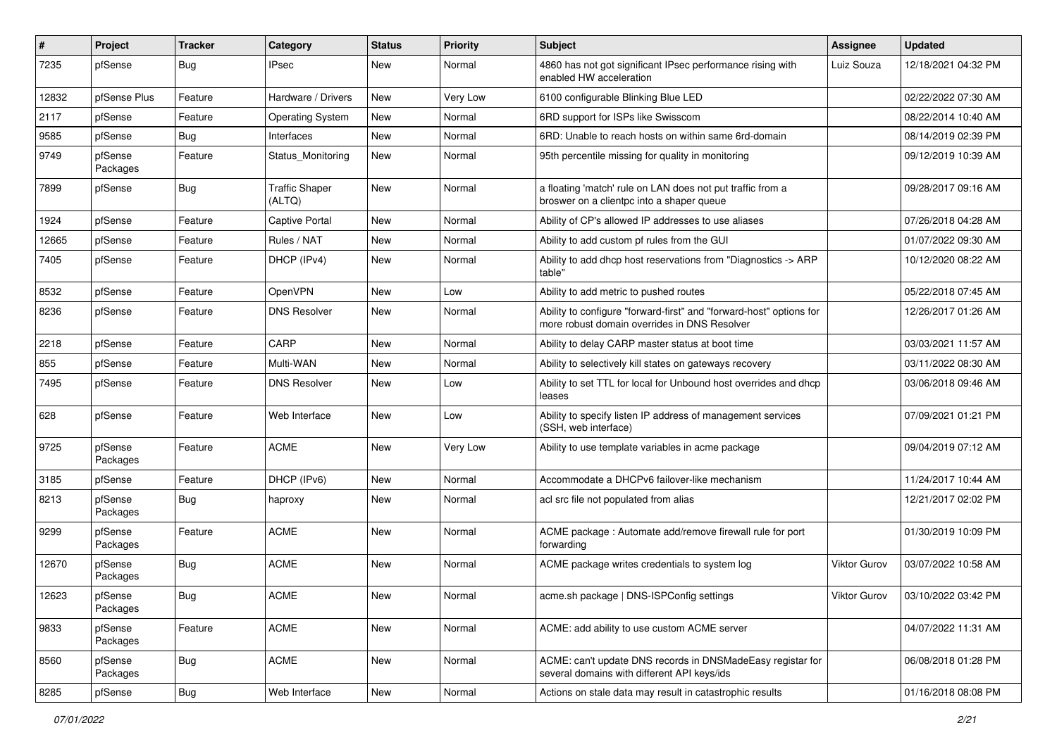| # | Project | Tracker | Category | Status | Priority | Subject | Assignee | Updated |
|---|---|---|---|---|---|---|---|---|
| 7235 | pfSense | Bug | IPsec | New | Normal | 4860 has not got significant IPsec performance rising with enabled HW acceleration | Luiz Souza | 12/18/2021 04:32 PM |
| 12832 | pfSense Plus | Feature | Hardware / Drivers | New | Very Low | 6100 configurable Blinking Blue LED | | 02/22/2022 07:30 AM |
| 2117 | pfSense | Feature | Operating System | New | Normal | 6RD support for ISPs like Swisscom | | 08/22/2014 10:40 AM |
| 9585 | pfSense | Bug | Interfaces | New | Normal | 6RD: Unable to reach hosts on within same 6rd-domain | | 08/14/2019 02:39 PM |
| 9749 | pfSense Packages | Feature | Status_Monitoring | New | Normal | 95th percentile missing for quality in monitoring | | 09/12/2019 10:39 AM |
| 7899 | pfSense | Bug | Traffic Shaper (ALTQ) | New | Normal | a floating 'match' rule on LAN does not put traffic from a broswer on a clientpc into a shaper queue | | 09/28/2017 09:16 AM |
| 1924 | pfSense | Feature | Captive Portal | New | Normal | Ability of CP's allowed IP addresses to use aliases | | 07/26/2018 04:28 AM |
| 12665 | pfSense | Feature | Rules / NAT | New | Normal | Ability to add custom pf rules from the GUI | | 01/07/2022 09:30 AM |
| 7405 | pfSense | Feature | DHCP (IPv4) | New | Normal | Ability to add dhcp host reservations from "Diagnostics -> ARP table" | | 10/12/2020 08:22 AM |
| 8532 | pfSense | Feature | OpenVPN | New | Low | Ability to add metric to pushed routes | | 05/22/2018 07:45 AM |
| 8236 | pfSense | Feature | DNS Resolver | New | Normal | Ability to configure "forward-first" and "forward-host" options for more robust domain overrides in DNS Resolver | | 12/26/2017 01:26 AM |
| 2218 | pfSense | Feature | CARP | New | Normal | Ability to delay CARP master status at boot time | | 03/03/2021 11:57 AM |
| 855 | pfSense | Feature | Multi-WAN | New | Normal | Ability to selectively kill states on gateways recovery | | 03/11/2022 08:30 AM |
| 7495 | pfSense | Feature | DNS Resolver | New | Low | Ability to set TTL for local for Unbound host overrides and dhcp leases | | 03/06/2018 09:46 AM |
| 628 | pfSense | Feature | Web Interface | New | Low | Ability to specify listen IP address of management services (SSH, web interface) | | 07/09/2021 01:21 PM |
| 9725 | pfSense Packages | Feature | ACME | New | Very Low | Ability to use template variables in acme package | | 09/04/2019 07:12 AM |
| 3185 | pfSense | Feature | DHCP (IPv6) | New | Normal | Accommodate a DHCPv6 failover-like mechanism | | 11/24/2017 10:44 AM |
| 8213 | pfSense Packages | Bug | haproxy | New | Normal | acl src file not populated from alias | | 12/21/2017 02:02 PM |
| 9299 | pfSense Packages | Feature | ACME | New | Normal | ACME package : Automate add/remove firewall rule for port forwarding | | 01/30/2019 10:09 PM |
| 12670 | pfSense Packages | Bug | ACME | New | Normal | ACME package writes credentials to system log | Viktor Gurov | 03/07/2022 10:58 AM |
| 12623 | pfSense Packages | Bug | ACME | New | Normal | acme.sh package \| DNS-ISPConfig settings | Viktor Gurov | 03/10/2022 03:42 PM |
| 9833 | pfSense Packages | Feature | ACME | New | Normal | ACME: add ability to use custom ACME server | | 04/07/2022 11:31 AM |
| 8560 | pfSense Packages | Bug | ACME | New | Normal | ACME: can't update DNS records in DNSMadeEasy registar for several domains with different API keys/ids | | 06/08/2018 01:28 PM |
| 8285 | pfSense | Bug | Web Interface | New | Normal | Actions on stale data may result in catastrophic results | | 01/16/2018 08:08 PM |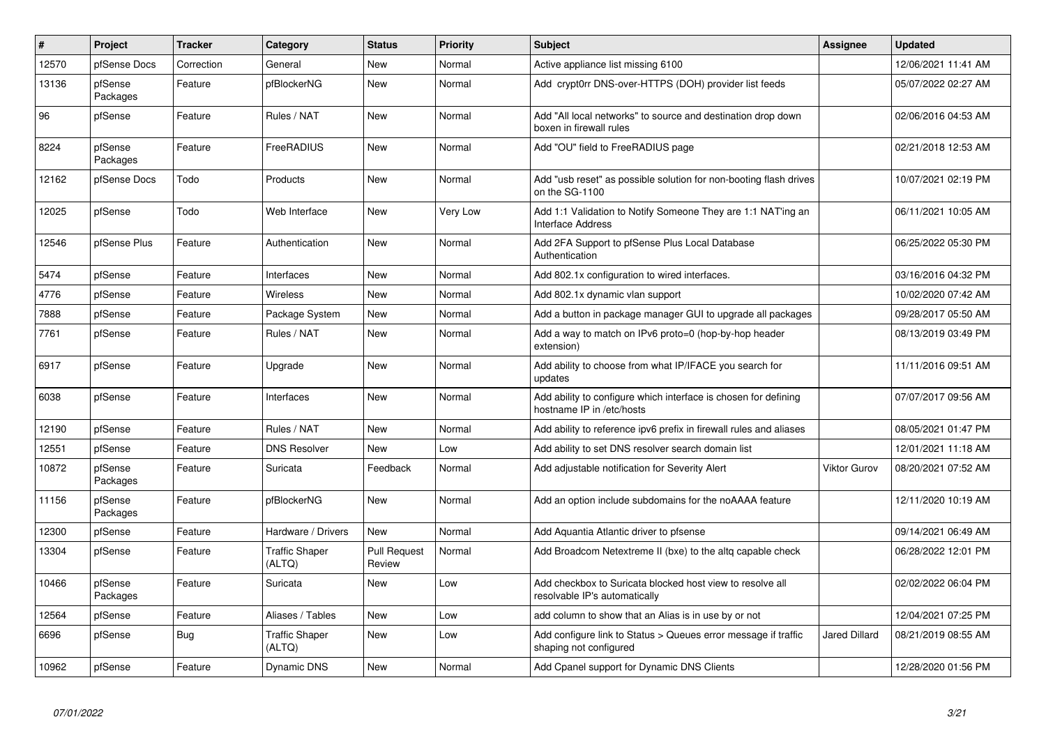| # | Project | Tracker | Category | Status | Priority | Subject | Assignee | Updated |
|---|---|---|---|---|---|---|---|---|
| 12570 | pfSense Docs | Correction | General | New | Normal | Active appliance list missing 6100 | | 12/06/2021 11:41 AM |
| 13136 | pfSense Packages | Feature | pfBlockerNG | New | Normal | Add crypt0rr DNS-over-HTTPS (DOH) provider list feeds | | 05/07/2022 02:27 AM |
| 96 | pfSense | Feature | Rules / NAT | New | Normal | Add "All local networks" to source and destination drop down boxen in firewall rules | | 02/06/2016 04:53 AM |
| 8224 | pfSense Packages | Feature | FreeRADIUS | New | Normal | Add "OU" field to FreeRADIUS page | | 02/21/2018 12:53 AM |
| 12162 | pfSense Docs | Todo | Products | New | Normal | Add "usb reset" as possible solution for non-booting flash drives on the SG-1100 | | 10/07/2021 02:19 PM |
| 12025 | pfSense | Todo | Web Interface | New | Very Low | Add 1:1 Validation to Notify Someone They are 1:1 NAT'ing an Interface Address | | 06/11/2021 10:05 AM |
| 12546 | pfSense Plus | Feature | Authentication | New | Normal | Add 2FA Support to pfSense Plus Local Database Authentication | | 06/25/2022 05:30 PM |
| 5474 | pfSense | Feature | Interfaces | New | Normal | Add 802.1x configuration to wired interfaces. | | 03/16/2016 04:32 PM |
| 4776 | pfSense | Feature | Wireless | New | Normal | Add 802.1x dynamic vlan support | | 10/02/2020 07:42 AM |
| 7888 | pfSense | Feature | Package System | New | Normal | Add a button in package manager GUI to upgrade all packages | | 09/28/2017 05:50 AM |
| 7761 | pfSense | Feature | Rules / NAT | New | Normal | Add a way to match on IPv6 proto=0 (hop-by-hop header extension) | | 08/13/2019 03:49 PM |
| 6917 | pfSense | Feature | Upgrade | New | Normal | Add ability to choose from what IP/IFACE you search for updates | | 11/11/2016 09:51 AM |
| 6038 | pfSense | Feature | Interfaces | New | Normal | Add ability to configure which interface is chosen for defining hostname IP in /etc/hosts | | 07/07/2017 09:56 AM |
| 12190 | pfSense | Feature | Rules / NAT | New | Normal | Add ability to reference ipv6 prefix in firewall rules and aliases | | 08/05/2021 01:47 PM |
| 12551 | pfSense | Feature | DNS Resolver | New | Low | Add ability to set DNS resolver search domain list | | 12/01/2021 11:18 AM |
| 10872 | pfSense Packages | Feature | Suricata | Feedback | Normal | Add adjustable notification for Severity Alert | Viktor Gurov | 08/20/2021 07:52 AM |
| 11156 | pfSense Packages | Feature | pfBlockerNG | New | Normal | Add an option include subdomains for the noAAAA feature | | 12/11/2020 10:19 AM |
| 12300 | pfSense | Feature | Hardware / Drivers | New | Normal | Add Aquantia Atlantic driver to pfsense | | 09/14/2021 06:49 AM |
| 13304 | pfSense | Feature | Traffic Shaper (ALTQ) | Pull Request Review | Normal | Add Broadcom Netextreme II (bxe) to the altq capable check | | 06/28/2022 12:01 PM |
| 10466 | pfSense Packages | Feature | Suricata | New | Low | Add checkbox to Suricata blocked host view to resolve all resolvable IP's automatically | | 02/02/2022 06:04 PM |
| 12564 | pfSense | Feature | Aliases / Tables | New | Low | add column to show that an Alias is in use by or not | | 12/04/2021 07:25 PM |
| 6696 | pfSense | Bug | Traffic Shaper (ALTQ) | New | Low | Add configure link to Status > Queues error message if traffic shaping not configured | Jared Dillard | 08/21/2019 08:55 AM |
| 10962 | pfSense | Feature | Dynamic DNS | New | Normal | Add Cpanel support for Dynamic DNS Clients | | 12/28/2020 01:56 PM |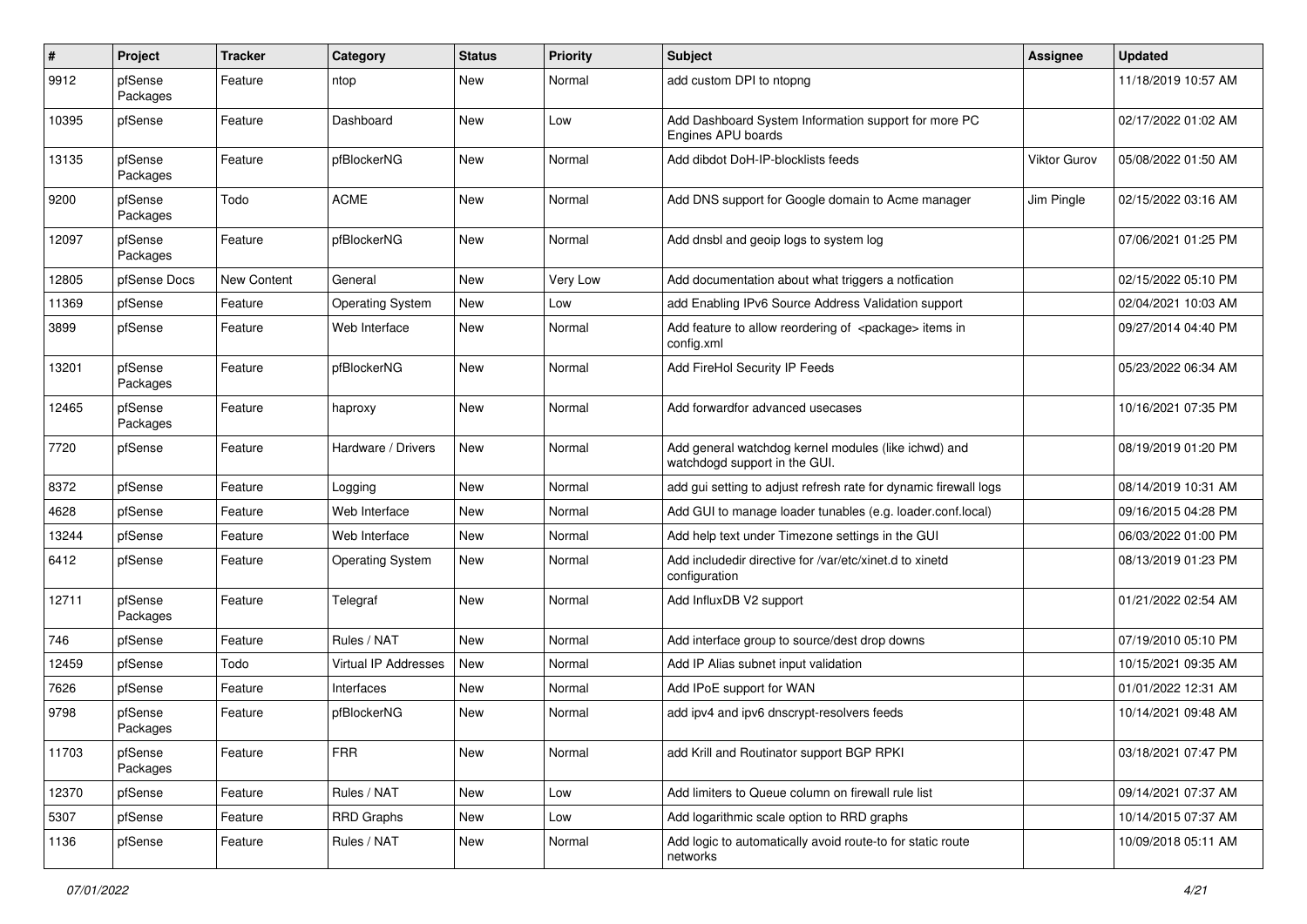| # | Project | Tracker | Category | Status | Priority | Subject | Assignee | Updated |
|---|---|---|---|---|---|---|---|---|
| 9912 | pfSense Packages | Feature | ntop | New | Normal | add custom DPI to ntopng | | 11/18/2019 10:57 AM |
| 10395 | pfSense | Feature | Dashboard | New | Low | Add Dashboard System Information support for more PC Engines APU boards | | 02/17/2022 01:02 AM |
| 13135 | pfSense Packages | Feature | pfBlockerNG | New | Normal | Add dibdot DoH-IP-blocklists feeds | Viktor Gurov | 05/08/2022 01:50 AM |
| 9200 | pfSense Packages | Todo | ACME | New | Normal | Add DNS support for Google domain to Acme manager | Jim Pingle | 02/15/2022 03:16 AM |
| 12097 | pfSense Packages | Feature | pfBlockerNG | New | Normal | Add dnsbl and geoip logs to system log | | 07/06/2021 01:25 PM |
| 12805 | pfSense Docs | New Content | General | New | Very Low | Add documentation about what triggers a notfication | | 02/15/2022 05:10 PM |
| 11369 | pfSense | Feature | Operating System | New | Low | add Enabling IPv6 Source Address Validation support | | 02/04/2021 10:03 AM |
| 3899 | pfSense | Feature | Web Interface | New | Normal | Add feature to allow reordering of <package> items in config.xml | | 09/27/2014 04:40 PM |
| 13201 | pfSense Packages | Feature | pfBlockerNG | New | Normal | Add FireHol Security IP Feeds | | 05/23/2022 06:34 AM |
| 12465 | pfSense Packages | Feature | haproxy | New | Normal | Add forwardfor advanced usecases | | 10/16/2021 07:35 PM |
| 7720 | pfSense | Feature | Hardware / Drivers | New | Normal | Add general watchdog kernel modules (like ichwd) and watchdogd support in the GUI. | | 08/19/2019 01:20 PM |
| 8372 | pfSense | Feature | Logging | New | Normal | add gui setting to adjust refresh rate for dynamic firewall logs | | 08/14/2019 10:31 AM |
| 4628 | pfSense | Feature | Web Interface | New | Normal | Add GUI to manage loader tunables (e.g. loader.conf.local) | | 09/16/2015 04:28 PM |
| 13244 | pfSense | Feature | Web Interface | New | Normal | Add help text under Timezone settings in the GUI | | 06/03/2022 01:00 PM |
| 6412 | pfSense | Feature | Operating System | New | Normal | Add includedir directive for /var/etc/xinet.d to xinetd configuration | | 08/13/2019 01:23 PM |
| 12711 | pfSense Packages | Feature | Telegraf | New | Normal | Add InfluxDB V2 support | | 01/21/2022 02:54 AM |
| 746 | pfSense | Feature | Rules / NAT | New | Normal | Add interface group to source/dest drop downs | | 07/19/2010 05:10 PM |
| 12459 | pfSense | Todo | Virtual IP Addresses | New | Normal | Add IP Alias subnet input validation | | 10/15/2021 09:35 AM |
| 7626 | pfSense | Feature | Interfaces | New | Normal | Add IPoE support for WAN | | 01/01/2022 12:31 AM |
| 9798 | pfSense Packages | Feature | pfBlockerNG | New | Normal | add ipv4 and ipv6 dnscrypt-resolvers feeds | | 10/14/2021 09:48 AM |
| 11703 | pfSense Packages | Feature | FRR | New | Normal | add Krill and Routinator support BGP RPKI | | 03/18/2021 07:47 PM |
| 12370 | pfSense | Feature | Rules / NAT | New | Low | Add limiters to Queue column on firewall rule list | | 09/14/2021 07:37 AM |
| 5307 | pfSense | Feature | RRD Graphs | New | Low | Add logarithmic scale option to RRD graphs | | 10/14/2015 07:37 AM |
| 1136 | pfSense | Feature | Rules / NAT | New | Normal | Add logic to automatically avoid route-to for static route networks | | 10/09/2018 05:11 AM |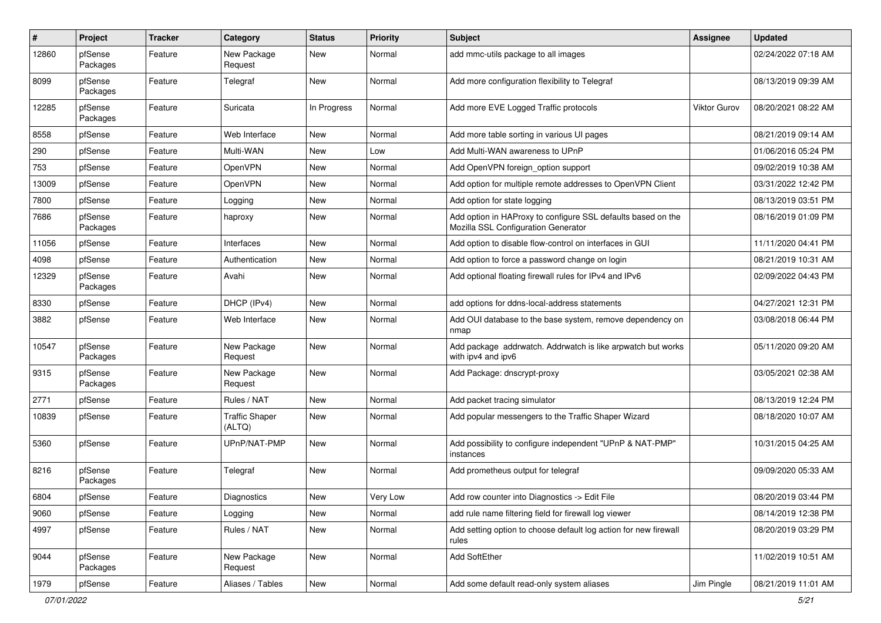| # | Project | Tracker | Category | Status | Priority | Subject | Assignee | Updated |
|---|---|---|---|---|---|---|---|---|
| 12860 | pfSense Packages | Feature | New Package Request | New | Normal | add mmc-utils package to all images | | 02/24/2022 07:18 AM |
| 8099 | pfSense Packages | Feature | Telegraf | New | Normal | Add more configuration flexibility to Telegraf | | 08/13/2019 09:39 AM |
| 12285 | pfSense Packages | Feature | Suricata | In Progress | Normal | Add more EVE Logged Traffic protocols | Viktor Gurov | 08/20/2021 08:22 AM |
| 8558 | pfSense | Feature | Web Interface | New | Normal | Add more table sorting in various UI pages | | 08/21/2019 09:14 AM |
| 290 | pfSense | Feature | Multi-WAN | New | Low | Add Multi-WAN awareness to UPnP | | 01/06/2016 05:24 PM |
| 753 | pfSense | Feature | OpenVPN | New | Normal | Add OpenVPN foreign_option support | | 09/02/2019 10:38 AM |
| 13009 | pfSense | Feature | OpenVPN | New | Normal | Add option for multiple remote addresses to OpenVPN Client | | 03/31/2022 12:42 PM |
| 7800 | pfSense | Feature | Logging | New | Normal | Add option for state logging | | 08/13/2019 03:51 PM |
| 7686 | pfSense Packages | Feature | haproxy | New | Normal | Add option in HAProxy to configure SSL defaults based on the Mozilla SSL Configuration Generator | | 08/16/2019 01:09 PM |
| 11056 | pfSense | Feature | Interfaces | New | Normal | Add option to disable flow-control on interfaces in GUI | | 11/11/2020 04:41 PM |
| 4098 | pfSense | Feature | Authentication | New | Normal | Add option to force a password change on login | | 08/21/2019 10:31 AM |
| 12329 | pfSense Packages | Feature | Avahi | New | Normal | Add optional floating firewall rules for IPv4 and IPv6 | | 02/09/2022 04:43 PM |
| 8330 | pfSense | Feature | DHCP (IPv4) | New | Normal | add options for ddns-local-address statements | | 04/27/2021 12:31 PM |
| 3882 | pfSense | Feature | Web Interface | New | Normal | Add OUI database to the base system, remove dependency on nmap | | 03/08/2018 06:44 PM |
| 10547 | pfSense Packages | Feature | New Package Request | New | Normal | Add package addrwatch. Addrwatch is like arpwatch but works with ipv4 and ipv6 | | 05/11/2020 09:20 AM |
| 9315 | pfSense Packages | Feature | New Package Request | New | Normal | Add Package: dnscrypt-proxy | | 03/05/2021 02:38 AM |
| 2771 | pfSense | Feature | Rules / NAT | New | Normal | Add packet tracing simulator | | 08/13/2019 12:24 PM |
| 10839 | pfSense | Feature | Traffic Shaper (ALTQ) | New | Normal | Add popular messengers to the Traffic Shaper Wizard | | 08/18/2020 10:07 AM |
| 5360 | pfSense | Feature | UPnP/NAT-PMP | New | Normal | Add possibility to configure independent "UPnP & NAT-PMP" instances | | 10/31/2015 04:25 AM |
| 8216 | pfSense Packages | Feature | Telegraf | New | Normal | Add prometheus output for telegraf | | 09/09/2020 05:33 AM |
| 6804 | pfSense | Feature | Diagnostics | New | Very Low | Add row counter into Diagnostics -> Edit File | | 08/20/2019 03:44 PM |
| 9060 | pfSense | Feature | Logging | New | Normal | add rule name filtering field for firewall log viewer | | 08/14/2019 12:38 PM |
| 4997 | pfSense | Feature | Rules / NAT | New | Normal | Add setting option to choose default log action for new firewall rules | | 08/20/2019 03:29 PM |
| 9044 | pfSense Packages | Feature | New Package Request | New | Normal | Add SoftEther | | 11/02/2019 10:51 AM |
| 1979 | pfSense | Feature | Aliases / Tables | New | Normal | Add some default read-only system aliases | Jim Pingle | 08/21/2019 11:01 AM |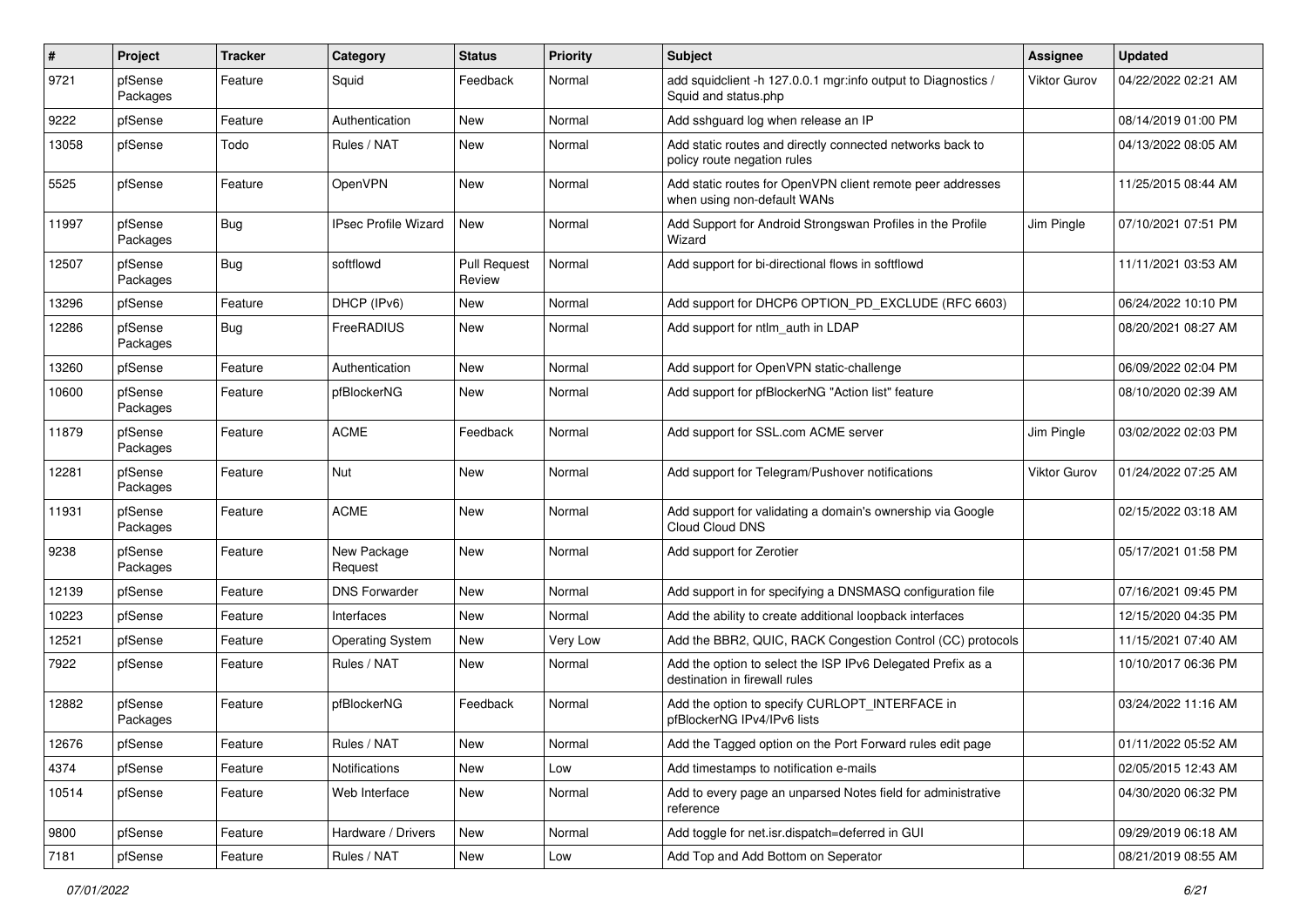| # | Project | Tracker | Category | Status | Priority | Subject | Assignee | Updated |
|---|---|---|---|---|---|---|---|---|
| 9721 | pfSense Packages | Feature | Squid | Feedback | Normal | add squidclient -h 127.0.0.1 mgr:info output to Diagnostics / Squid and status.php | Viktor Gurov | 04/22/2022 02:21 AM |
| 9222 | pfSense | Feature | Authentication | New | Normal | Add sshguard log when release an IP | | 08/14/2019 01:00 PM |
| 13058 | pfSense | Todo | Rules / NAT | New | Normal | Add static routes and directly connected networks back to policy route negation rules | | 04/13/2022 08:05 AM |
| 5525 | pfSense | Feature | OpenVPN | New | Normal | Add static routes for OpenVPN client remote peer addresses when using non-default WANs | | 11/25/2015 08:44 AM |
| 11997 | pfSense Packages | Bug | IPsec Profile Wizard | New | Normal | Add Support for Android Strongswan Profiles in the Profile Wizard | Jim Pingle | 07/10/2021 07:51 PM |
| 12507 | pfSense Packages | Bug | softflowd | Pull Request Review | Normal | Add support for bi-directional flows in softflowd | | 11/11/2021 03:53 AM |
| 13296 | pfSense | Feature | DHCP (IPv6) | New | Normal | Add support for DHCP6 OPTION_PD_EXCLUDE (RFC 6603) | | 06/24/2022 10:10 PM |
| 12286 | pfSense Packages | Bug | FreeRADIUS | New | Normal | Add support for ntlm_auth in LDAP | | 08/20/2021 08:27 AM |
| 13260 | pfSense | Feature | Authentication | New | Normal | Add support for OpenVPN static-challenge | | 06/09/2022 02:04 PM |
| 10600 | pfSense Packages | Feature | pfBlockerNG | New | Normal | Add support for pfBlockerNG "Action list" feature | | 08/10/2020 02:39 AM |
| 11879 | pfSense Packages | Feature | ACME | Feedback | Normal | Add support for SSL.com ACME server | Jim Pingle | 03/02/2022 02:03 PM |
| 12281 | pfSense Packages | Feature | Nut | New | Normal | Add support for Telegram/Pushover notifications | Viktor Gurov | 01/24/2022 07:25 AM |
| 11931 | pfSense Packages | Feature | ACME | New | Normal | Add support for validating a domain's ownership via Google Cloud Cloud DNS | | 02/15/2022 03:18 AM |
| 9238 | pfSense Packages | Feature | New Package Request | New | Normal | Add support for Zerotier | | 05/17/2021 01:58 PM |
| 12139 | pfSense | Feature | DNS Forwarder | New | Normal | Add support in for specifying a DNSMASQ configuration file | | 07/16/2021 09:45 PM |
| 10223 | pfSense | Feature | Interfaces | New | Normal | Add the ability to create additional loopback interfaces | | 12/15/2020 04:35 PM |
| 12521 | pfSense | Feature | Operating System | New | Very Low | Add the BBR2, QUIC, RACK Congestion Control (CC) protocols | | 11/15/2021 07:40 AM |
| 7922 | pfSense | Feature | Rules / NAT | New | Normal | Add the option to select the ISP IPv6 Delegated Prefix as a destination in firewall rules | | 10/10/2017 06:36 PM |
| 12882 | pfSense Packages | Feature | pfBlockerNG | Feedback | Normal | Add the option to specify CURLOPT_INTERFACE in pfBlockerNG IPv4/IPv6 lists | | 03/24/2022 11:16 AM |
| 12676 | pfSense | Feature | Rules / NAT | New | Normal | Add the Tagged option on the Port Forward rules edit page | | 01/11/2022 05:52 AM |
| 4374 | pfSense | Feature | Notifications | New | Low | Add timestamps to notification e-mails | | 02/05/2015 12:43 AM |
| 10514 | pfSense | Feature | Web Interface | New | Normal | Add to every page an unparsed Notes field for administrative reference | | 04/30/2020 06:32 PM |
| 9800 | pfSense | Feature | Hardware / Drivers | New | Normal | Add toggle for net.isr.dispatch=deferred in GUI | | 09/29/2019 06:18 AM |
| 7181 | pfSense | Feature | Rules / NAT | New | Low | Add Top and Add Bottom on Seperator | | 08/21/2019 08:55 AM |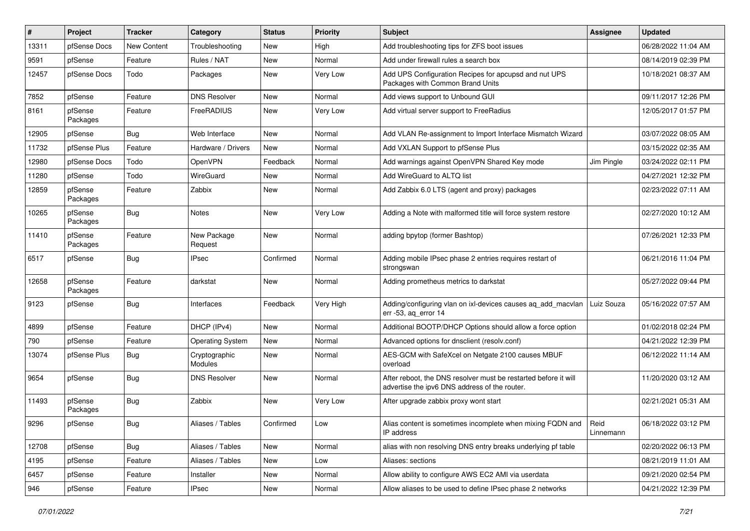| # | Project | Tracker | Category | Status | Priority | Subject | Assignee | Updated |
|---|---|---|---|---|---|---|---|---|
| 13311 | pfSense Docs | New Content | Troubleshooting | New | High | Add troubleshooting tips for ZFS boot issues | | 06/28/2022 11:04 AM |
| 9591 | pfSense | Feature | Rules / NAT | New | Normal | Add under firewall rules a search box | | 08/14/2019 02:39 PM |
| 12457 | pfSense Docs | Todo | Packages | New | Very Low | Add UPS Configuration Recipes for apcupsd and nut UPS Packages with Common Brand Units | | 10/18/2021 08:37 AM |
| 7852 | pfSense | Feature | DNS Resolver | New | Normal | Add views support to Unbound GUI | | 09/11/2017 12:26 PM |
| 8161 | pfSense Packages | Feature | FreeRADIUS | New | Very Low | Add virtual server support to FreeRadius | | 12/05/2017 01:57 PM |
| 12905 | pfSense | Bug | Web Interface | New | Normal | Add VLAN Re-assignment to Import Interface Mismatch Wizard | | 03/07/2022 08:05 AM |
| 11732 | pfSense Plus | Feature | Hardware / Drivers | New | Normal | Add VXLAN Support to pfSense Plus | | 03/15/2022 02:35 AM |
| 12980 | pfSense Docs | Todo | OpenVPN | Feedback | Normal | Add warnings against OpenVPN Shared Key mode | Jim Pingle | 03/24/2022 02:11 PM |
| 11280 | pfSense | Todo | WireGuard | New | Normal | Add WireGuard to ALTQ list | | 04/27/2021 12:32 PM |
| 12859 | pfSense Packages | Feature | Zabbix | New | Normal | Add Zabbix 6.0 LTS (agent and proxy) packages | | 02/23/2022 07:11 AM |
| 10265 | pfSense Packages | Bug | Notes | New | Very Low | Adding a Note with malformed title will force system restore | | 02/27/2020 10:12 AM |
| 11410 | pfSense Packages | Feature | New Package Request | New | Normal | adding bpytop (former Bashtop) | | 07/26/2021 12:33 PM |
| 6517 | pfSense | Bug | IPsec | Confirmed | Normal | Adding mobile IPsec phase 2 entries requires restart of strongswan | | 06/21/2016 11:04 PM |
| 12658 | pfSense Packages | Feature | darkstat | New | Normal | Adding prometheus metrics to darkstat | | 05/27/2022 09:44 PM |
| 9123 | pfSense | Bug | Interfaces | Feedback | Very High | Adding/configuring vlan on ixl-devices causes aq_add_macvlan err -53, aq_error 14 | Luiz Souza | 05/16/2022 07:57 AM |
| 4899 | pfSense | Feature | DHCP (IPv4) | New | Normal | Additional BOOTP/DHCP Options should allow a force option | | 01/02/2018 02:24 PM |
| 790 | pfSense | Feature | Operating System | New | Normal | Advanced options for dnsclient (resolv.conf) | | 04/21/2022 12:39 PM |
| 13074 | pfSense Plus | Bug | Cryptographic Modules | New | Normal | AES-GCM with SafeXcel on Netgate 2100 causes MBUF overload | | 06/12/2022 11:14 AM |
| 9654 | pfSense | Bug | DNS Resolver | New | Normal | After reboot, the DNS resolver must be restarted before it will advertise the ipv6 DNS address of the router. | | 11/20/2020 03:12 AM |
| 11493 | pfSense Packages | Bug | Zabbix | New | Very Low | After upgrade zabbix proxy wont start | | 02/21/2021 05:31 AM |
| 9296 | pfSense | Bug | Aliases / Tables | Confirmed | Low | Alias content is sometimes incomplete when mixing FQDN and IP address | Reid Linnemann | 06/18/2022 03:12 PM |
| 12708 | pfSense | Bug | Aliases / Tables | New | Normal | alias with non resolving DNS entry breaks underlying pf table | | 02/20/2022 06:13 PM |
| 4195 | pfSense | Feature | Aliases / Tables | New | Low | Aliases: sections | | 08/21/2019 11:01 AM |
| 6457 | pfSense | Feature | Installer | New | Normal | Allow ability to configure AWS EC2 AMI via userdata | | 09/21/2020 02:54 PM |
| 946 | pfSense | Feature | IPsec | New | Normal | Allow aliases to be used to define IPsec phase 2 networks | | 04/21/2022 12:39 PM |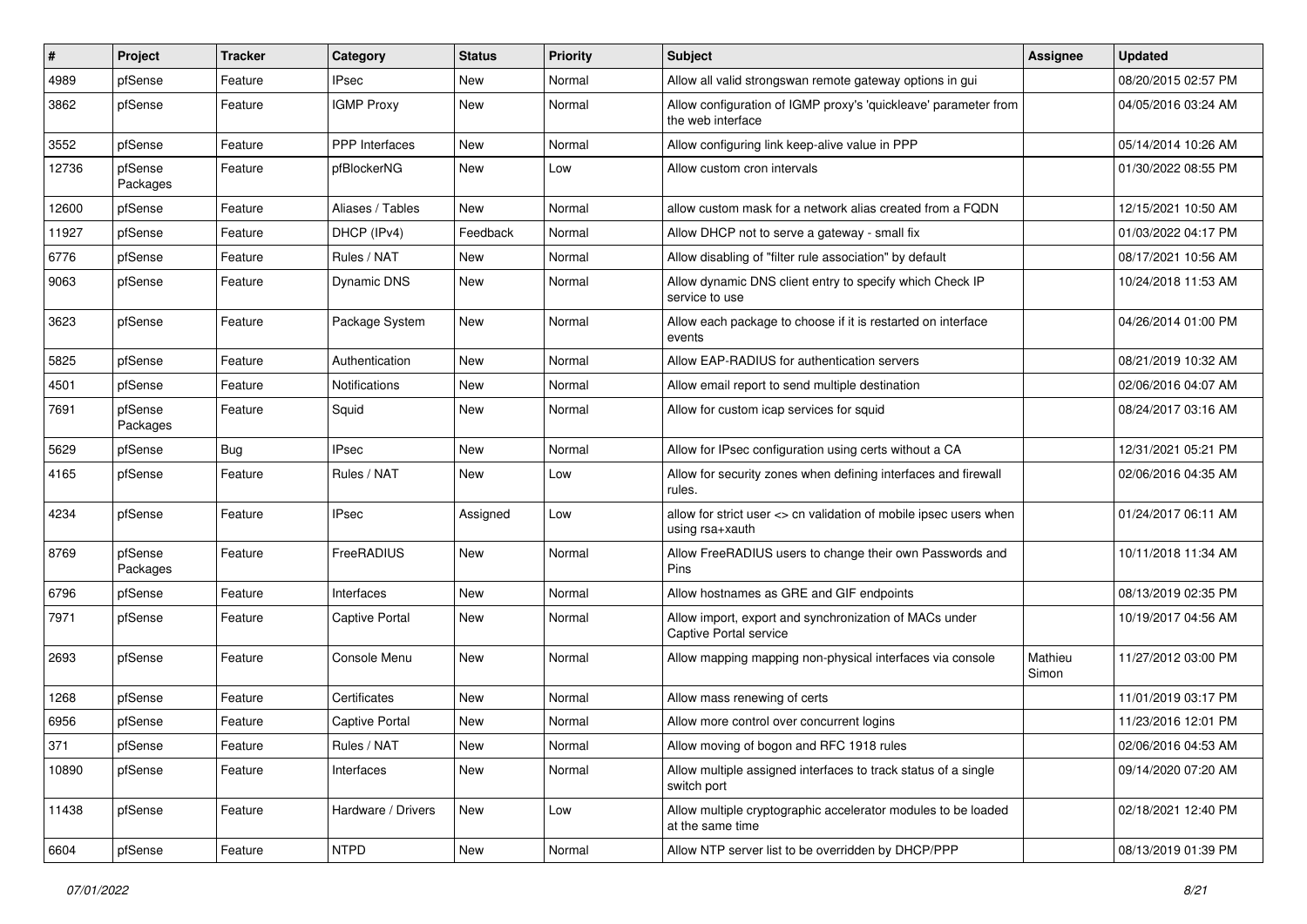| # | Project | Tracker | Category | Status | Priority | Subject | Assignee | Updated |
|---|---|---|---|---|---|---|---|---|
| 4989 | pfSense | Feature | IPsec | New | Normal | Allow all valid strongswan remote gateway options in gui | | 08/20/2015 02:57 PM |
| 3862 | pfSense | Feature | IGMP Proxy | New | Normal | Allow configuration of IGMP proxy's 'quickleave' parameter from the web interface | | 04/05/2016 03:24 AM |
| 3552 | pfSense | Feature | PPP Interfaces | New | Normal | Allow configuring link keep-alive value in PPP | | 05/14/2014 10:26 AM |
| 12736 | pfSense Packages | Feature | pfBlockerNG | New | Low | Allow custom cron intervals | | 01/30/2022 08:55 PM |
| 12600 | pfSense | Feature | Aliases / Tables | New | Normal | allow custom mask for a network alias created from a FQDN | | 12/15/2021 10:50 AM |
| 11927 | pfSense | Feature | DHCP (IPv4) | Feedback | Normal | Allow DHCP not to serve a gateway - small fix | | 01/03/2022 04:17 PM |
| 6776 | pfSense | Feature | Rules / NAT | New | Normal | Allow disabling of "filter rule association" by default | | 08/17/2021 10:56 AM |
| 9063 | pfSense | Feature | Dynamic DNS | New | Normal | Allow dynamic DNS client entry to specify which Check IP service to use | | 10/24/2018 11:53 AM |
| 3623 | pfSense | Feature | Package System | New | Normal | Allow each package to choose if it is restarted on interface events | | 04/26/2014 01:00 PM |
| 5825 | pfSense | Feature | Authentication | New | Normal | Allow EAP-RADIUS for authentication servers | | 08/21/2019 10:32 AM |
| 4501 | pfSense | Feature | Notifications | New | Normal | Allow email report to send multiple destination | | 02/06/2016 04:07 AM |
| 7691 | pfSense Packages | Feature | Squid | New | Normal | Allow for custom icap services for squid | | 08/24/2017 03:16 AM |
| 5629 | pfSense | Bug | IPsec | New | Normal | Allow for IPsec configuration using certs without a CA | | 12/31/2021 05:21 PM |
| 4165 | pfSense | Feature | Rules / NAT | New | Low | Allow for security zones when defining interfaces and firewall rules. | | 02/06/2016 04:35 AM |
| 4234 | pfSense | Feature | IPsec | Assigned | Low | allow for strict user <> cn validation of mobile ipsec users when using rsa+xauth | | 01/24/2017 06:11 AM |
| 8769 | pfSense Packages | Feature | FreeRADIUS | New | Normal | Allow FreeRADIUS users to change their own Passwords and Pins | | 10/11/2018 11:34 AM |
| 6796 | pfSense | Feature | Interfaces | New | Normal | Allow hostnames as GRE and GIF endpoints | | 08/13/2019 02:35 PM |
| 7971 | pfSense | Feature | Captive Portal | New | Normal | Allow import, export and synchronization of MACs under Captive Portal service | | 10/19/2017 04:56 AM |
| 2693 | pfSense | Feature | Console Menu | New | Normal | Allow mapping mapping non-physical interfaces via console | Mathieu Simon | 11/27/2012 03:00 PM |
| 1268 | pfSense | Feature | Certificates | New | Normal | Allow mass renewing of certs | | 11/01/2019 03:17 PM |
| 6956 | pfSense | Feature | Captive Portal | New | Normal | Allow more control over concurrent logins | | 11/23/2016 12:01 PM |
| 371 | pfSense | Feature | Rules / NAT | New | Normal | Allow moving of bogon and RFC 1918 rules | | 02/06/2016 04:53 AM |
| 10890 | pfSense | Feature | Interfaces | New | Normal | Allow multiple assigned interfaces to track status of a single switch port | | 09/14/2020 07:20 AM |
| 11438 | pfSense | Feature | Hardware / Drivers | New | Low | Allow multiple cryptographic accelerator modules to be loaded at the same time | | 02/18/2021 12:40 PM |
| 6604 | pfSense | Feature | NTPD | New | Normal | Allow NTP server list to be overridden by DHCP/PPP | | 08/13/2019 01:39 PM |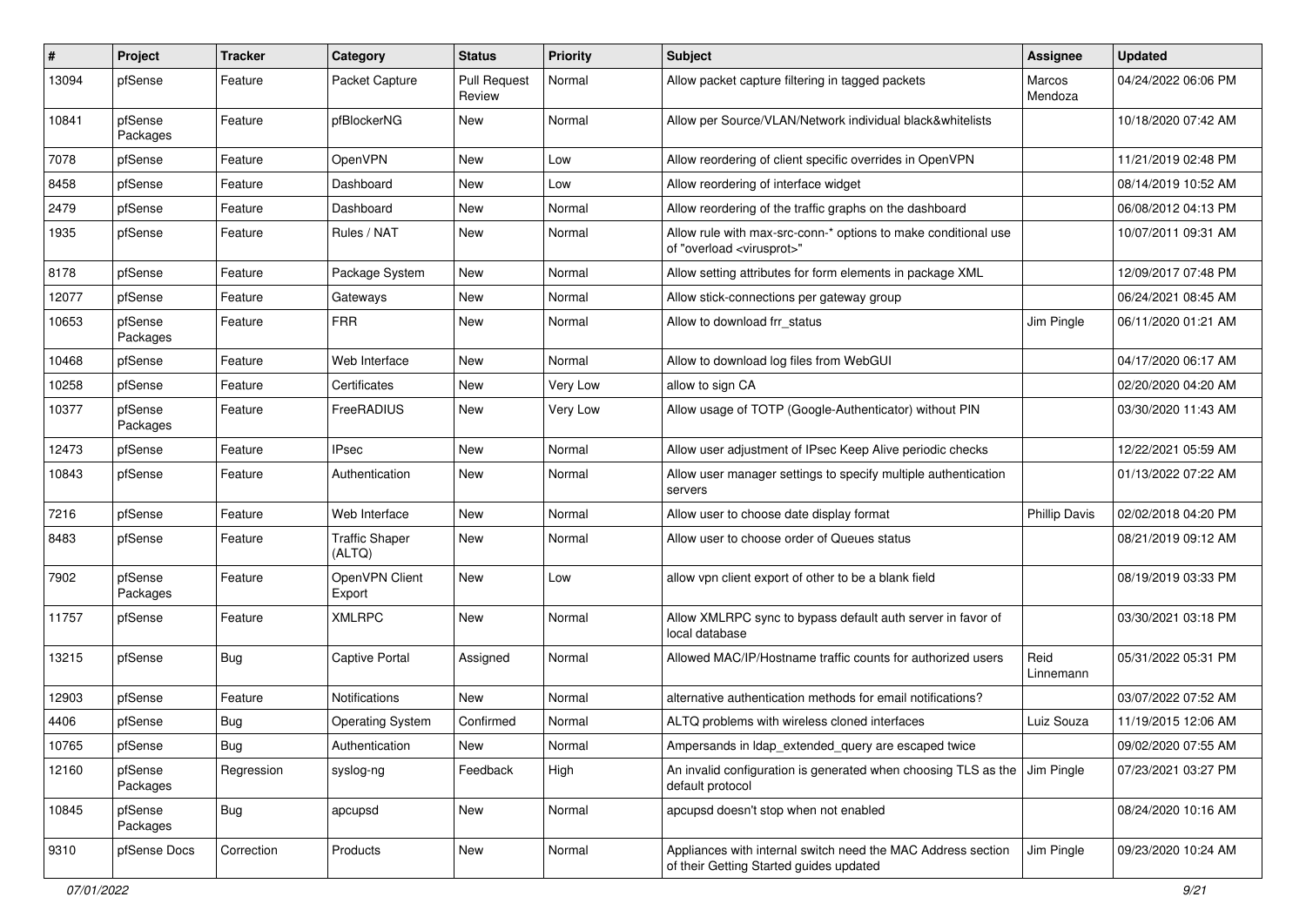| # | Project | Tracker | Category | Status | Priority | Subject | Assignee | Updated |
|---|---|---|---|---|---|---|---|---|
| 13094 | pfSense | Feature | Packet Capture | Pull Request Review | Normal | Allow packet capture filtering in tagged packets | Marcos Mendoza | 04/24/2022 06:06 PM |
| 10841 | pfSense Packages | Feature | pfBlockerNG | New | Normal | Allow per Source/VLAN/Network individual black&whitelists | | 10/18/2020 07:42 AM |
| 7078 | pfSense | Feature | OpenVPN | New | Low | Allow reordering of client specific overrides in OpenVPN | | 11/21/2019 02:48 PM |
| 8458 | pfSense | Feature | Dashboard | New | Low | Allow reordering of interface widget | | 08/14/2019 10:52 AM |
| 2479 | pfSense | Feature | Dashboard | New | Normal | Allow reordering of the traffic graphs on the dashboard | | 06/08/2012 04:13 PM |
| 1935 | pfSense | Feature | Rules / NAT | New | Normal | Allow rule with max-src-conn-* options to make conditional use of "overload <virusprot>" | | 10/07/2011 09:31 AM |
| 8178 | pfSense | Feature | Package System | New | Normal | Allow setting attributes for form elements in package XML | | 12/09/2017 07:48 PM |
| 12077 | pfSense | Feature | Gateways | New | Normal | Allow stick-connections per gateway group | | 06/24/2021 08:45 AM |
| 10653 | pfSense Packages | Feature | FRR | New | Normal | Allow to download frr_status | Jim Pingle | 06/11/2020 01:21 AM |
| 10468 | pfSense | Feature | Web Interface | New | Normal | Allow to download log files from WebGUI | | 04/17/2020 06:17 AM |
| 10258 | pfSense | Feature | Certificates | New | Very Low | allow to sign CA | | 02/20/2020 04:20 AM |
| 10377 | pfSense Packages | Feature | FreeRADIUS | New | Very Low | Allow usage of TOTP (Google-Authenticator) without PIN | | 03/30/2020 11:43 AM |
| 12473 | pfSense | Feature | IPsec | New | Normal | Allow user adjustment of IPsec Keep Alive periodic checks | | 12/22/2021 05:59 AM |
| 10843 | pfSense | Feature | Authentication | New | Normal | Allow user manager settings to specify multiple authentication servers | | 01/13/2022 07:22 AM |
| 7216 | pfSense | Feature | Web Interface | New | Normal | Allow user to choose date display format | Phillip Davis | 02/02/2018 04:20 PM |
| 8483 | pfSense | Feature | Traffic Shaper (ALTQ) | New | Normal | Allow user to choose order of Queues status | | 08/21/2019 09:12 AM |
| 7902 | pfSense Packages | Feature | OpenVPN Client Export | New | Low | allow vpn client export of other to be a blank field | | 08/19/2019 03:33 PM |
| 11757 | pfSense | Feature | XMLRPC | New | Normal | Allow XMLRPC sync to bypass default auth server in favor of local database | | 03/30/2021 03:18 PM |
| 13215 | pfSense | Bug | Captive Portal | Assigned | Normal | Allowed MAC/IP/Hostname traffic counts for authorized users | Reid Linnemann | 05/31/2022 05:31 PM |
| 12903 | pfSense | Feature | Notifications | New | Normal | alternative authentication methods for email notifications? | | 03/07/2022 07:52 AM |
| 4406 | pfSense | Bug | Operating System | Confirmed | Normal | ALTQ problems with wireless cloned interfaces | Luiz Souza | 11/19/2015 12:06 AM |
| 10765 | pfSense | Bug | Authentication | New | Normal | Ampersands in ldap_extended_query are escaped twice | | 09/02/2020 07:55 AM |
| 12160 | pfSense Packages | Regression | syslog-ng | Feedback | High | An invalid configuration is generated when choosing TLS as the default protocol | Jim Pingle | 07/23/2021 03:27 PM |
| 10845 | pfSense Packages | Bug | apcupsd | New | Normal | apcupsd doesn't stop when not enabled | | 08/24/2020 10:16 AM |
| 9310 | pfSense Docs | Correction | Products | New | Normal | Appliances with internal switch need the MAC Address section of their Getting Started guides updated | Jim Pingle | 09/23/2020 10:24 AM |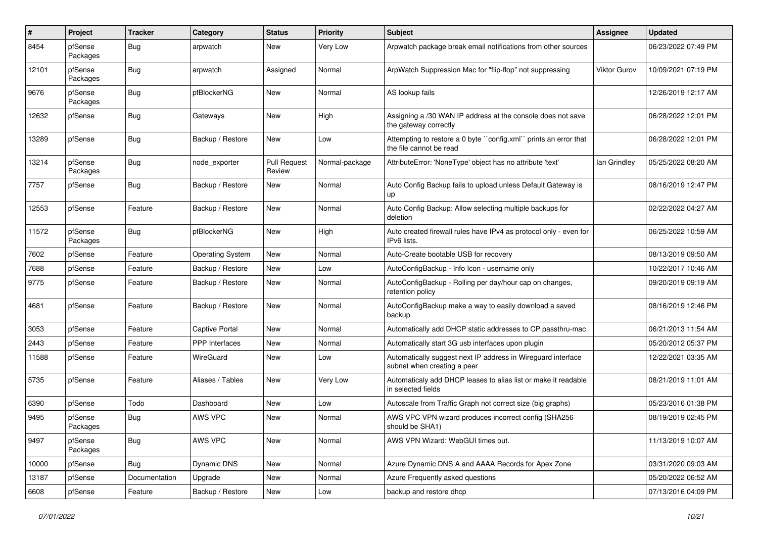| # | Project | Tracker | Category | Status | Priority | Subject | Assignee | Updated |
|---|---|---|---|---|---|---|---|---|
| 8454 | pfSense Packages | Bug | arpwatch | New | Very Low | Arpwatch package break email notifications from other sources | | 06/23/2022 07:49 PM |
| 12101 | pfSense Packages | Bug | arpwatch | Assigned | Normal | ArpWatch Suppression Mac for "flip-flop" not suppressing | Viktor Gurov | 10/09/2021 07:19 PM |
| 9676 | pfSense Packages | Bug | pfBlockerNG | New | Normal | AS lookup fails | | 12/26/2019 12:17 AM |
| 12632 | pfSense | Bug | Gateways | New | High | Assigning a /30 WAN IP address at the console does not save the gateway correctly | | 06/28/2022 12:01 PM |
| 13289 | pfSense | Bug | Backup / Restore | New | Low | Attempting to restore a 0 byte ``config.xml`` prints an error that the file cannot be read | | 06/28/2022 12:01 PM |
| 13214 | pfSense Packages | Bug | node_exporter | Pull Request Review | Normal-package | AttributeError: 'NoneType' object has no attribute 'text' | Ian Grindley | 05/25/2022 08:20 AM |
| 7757 | pfSense | Bug | Backup / Restore | New | Normal | Auto Config Backup fails to upload unless Default Gateway is up | | 08/16/2019 12:47 PM |
| 12553 | pfSense | Feature | Backup / Restore | New | Normal | Auto Config Backup: Allow selecting multiple backups for deletion | | 02/22/2022 04:27 AM |
| 11572 | pfSense Packages | Bug | pfBlockerNG | New | High | Auto created firewall rules have IPv4 as protocol only - even for IPv6 lists. | | 06/25/2022 10:59 AM |
| 7602 | pfSense | Feature | Operating System | New | Normal | Auto-Create bootable USB for recovery | | 08/13/2019 09:50 AM |
| 7688 | pfSense | Feature | Backup / Restore | New | Low | AutoConfigBackup - Info Icon - username only | | 10/22/2017 10:46 AM |
| 9775 | pfSense | Feature | Backup / Restore | New | Normal | AutoConfigBackup - Rolling per day/hour cap on changes, retention policy | | 09/20/2019 09:19 AM |
| 4681 | pfSense | Feature | Backup / Restore | New | Normal | AutoConfigBackup make a way to easily download a saved backup | | 08/16/2019 12:46 PM |
| 3053 | pfSense | Feature | Captive Portal | New | Normal | Automatically add DHCP static addresses to CP passthru-mac | | 06/21/2013 11:54 AM |
| 2443 | pfSense | Feature | PPP Interfaces | New | Normal | Automatically start 3G usb interfaces upon plugin | | 05/20/2012 05:37 PM |
| 11588 | pfSense | Feature | WireGuard | New | Low | Automatically suggest next IP address in Wireguard interface subnet when creating a peer | | 12/22/2021 03:35 AM |
| 5735 | pfSense | Feature | Aliases / Tables | New | Very Low | Automaticaly add DHCP leases to alias list or make it readable in selected fields | | 08/21/2019 11:01 AM |
| 6390 | pfSense | Todo | Dashboard | New | Low | Autoscale from Traffic Graph not correct size (big graphs) | | 05/23/2016 01:38 PM |
| 9495 | pfSense Packages | Bug | AWS VPC | New | Normal | AWS VPC VPN wizard produces incorrect config (SHA256 should be SHA1) | | 08/19/2019 02:45 PM |
| 9497 | pfSense Packages | Bug | AWS VPC | New | Normal | AWS VPN Wizard: WebGUI times out. | | 11/13/2019 10:07 AM |
| 10000 | pfSense | Bug | Dynamic DNS | New | Normal | Azure Dynamic DNS A and AAAA Records for Apex Zone | | 03/31/2020 09:03 AM |
| 13187 | pfSense | Documentation | Upgrade | New | Normal | Azure Frequently asked questions | | 05/20/2022 06:52 AM |
| 6608 | pfSense | Feature | Backup / Restore | New | Low | backup and restore dhcp | | 07/13/2016 04:09 PM |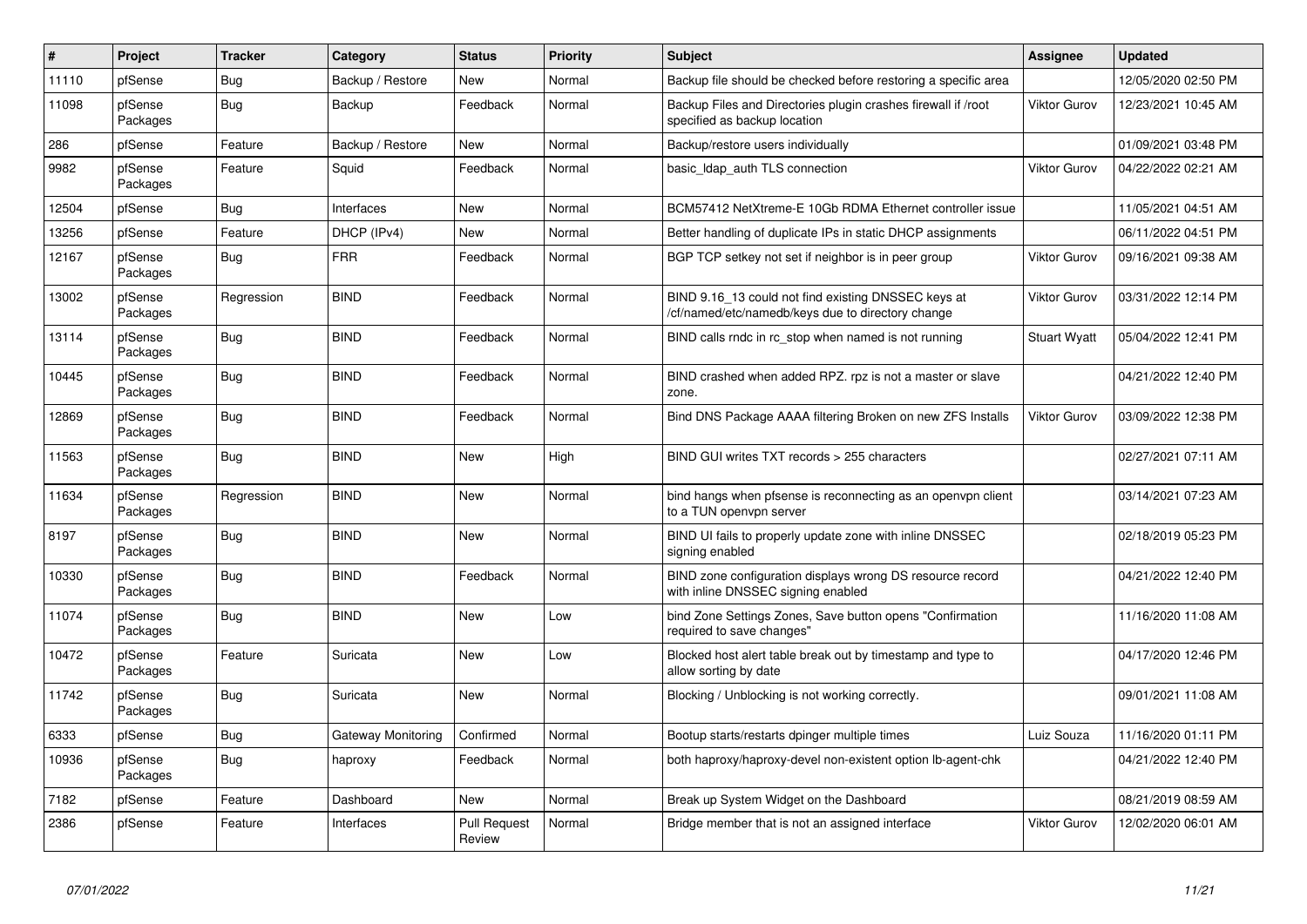| # | Project | Tracker | Category | Status | Priority | Subject | Assignee | Updated |
|---|---|---|---|---|---|---|---|---|
| 11110 | pfSense | Bug | Backup / Restore | New | Normal | Backup file should be checked before restoring a specific area | | 12/05/2020 02:50 PM |
| 11098 | pfSense Packages | Bug | Backup | Feedback | Normal | Backup Files and Directories plugin crashes firewall if /root specified as backup location | Viktor Gurov | 12/23/2021 10:45 AM |
| 286 | pfSense | Feature | Backup / Restore | New | Normal | Backup/restore users individually | | 01/09/2021 03:48 PM |
| 9982 | pfSense Packages | Feature | Squid | Feedback | Normal | basic_ldap_auth TLS connection | Viktor Gurov | 04/22/2022 02:21 AM |
| 12504 | pfSense | Bug | Interfaces | New | Normal | BCM57412 NetXtreme-E 10Gb RDMA Ethernet controller issue | | 11/05/2021 04:51 AM |
| 13256 | pfSense | Feature | DHCP (IPv4) | New | Normal | Better handling of duplicate IPs in static DHCP assignments | | 06/11/2022 04:51 PM |
| 12167 | pfSense Packages | Bug | FRR | Feedback | Normal | BGP TCP setkey not set if neighbor is in peer group | Viktor Gurov | 09/16/2021 09:38 AM |
| 13002 | pfSense Packages | Regression | BIND | Feedback | Normal | BIND 9.16_13 could not find existing DNSSEC keys at /cf/named/etc/namedb/keys due to directory change | Viktor Gurov | 03/31/2022 12:14 PM |
| 13114 | pfSense Packages | Bug | BIND | Feedback | Normal | BIND calls rndc in rc_stop when named is not running | Stuart Wyatt | 05/04/2022 12:41 PM |
| 10445 | pfSense Packages | Bug | BIND | Feedback | Normal | BIND crashed when added RPZ. rpz is not a master or slave zone. | | 04/21/2022 12:40 PM |
| 12869 | pfSense Packages | Bug | BIND | Feedback | Normal | Bind DNS Package AAAA filtering Broken on new ZFS Installs | Viktor Gurov | 03/09/2022 12:38 PM |
| 11563 | pfSense Packages | Bug | BIND | New | High | BIND GUI writes TXT records > 255 characters | | 02/27/2021 07:11 AM |
| 11634 | pfSense Packages | Regression | BIND | New | Normal | bind hangs when pfsense is reconnecting as an openvpn client to a TUN openvpn server | | 03/14/2021 07:23 AM |
| 8197 | pfSense Packages | Bug | BIND | New | Normal | BIND UI fails to properly update zone with inline DNSSEC signing enabled | | 02/18/2019 05:23 PM |
| 10330 | pfSense Packages | Bug | BIND | Feedback | Normal | BIND zone configuration displays wrong DS resource record with inline DNSSEC signing enabled | | 04/21/2022 12:40 PM |
| 11074 | pfSense Packages | Bug | BIND | New | Low | bind Zone Settings Zones, Save button opens "Confirmation required to save changes" | | 11/16/2020 11:08 AM |
| 10472 | pfSense Packages | Feature | Suricata | New | Low | Blocked host alert table break out by timestamp and type to allow sorting by date | | 04/17/2020 12:46 PM |
| 11742 | pfSense Packages | Bug | Suricata | New | Normal | Blocking / Unblocking is not working correctly. | | 09/01/2021 11:08 AM |
| 6333 | pfSense | Bug | Gateway Monitoring | Confirmed | Normal | Bootup starts/restarts dpinger multiple times | Luiz Souza | 11/16/2020 01:11 PM |
| 10936 | pfSense Packages | Bug | haproxy | Feedback | Normal | both haproxy/haproxy-devel non-existent option lb-agent-chk | | 04/21/2022 12:40 PM |
| 7182 | pfSense | Feature | Dashboard | New | Normal | Break up System Widget on the Dashboard | | 08/21/2019 08:59 AM |
| 2386 | pfSense | Feature | Interfaces | Pull Request Review | Normal | Bridge member that is not an assigned interface | Viktor Gurov | 12/02/2020 06:01 AM |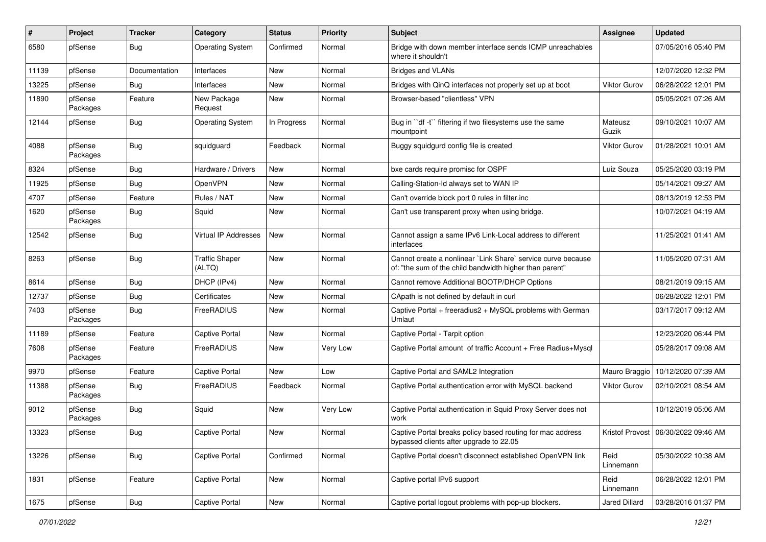| # | Project | Tracker | Category | Status | Priority | Subject | Assignee | Updated |
|---|---|---|---|---|---|---|---|---|
| 6580 | pfSense | Bug | Operating System | Confirmed | Normal | Bridge with down member interface sends ICMP unreachables where it shouldn't | | 07/05/2016 05:40 PM |
| 11139 | pfSense | Documentation | Interfaces | New | Normal | Bridges and VLANs | | 12/07/2020 12:32 PM |
| 13225 | pfSense | Bug | Interfaces | New | Normal | Bridges with QinQ interfaces not properly set up at boot | Viktor Gurov | 06/28/2022 12:01 PM |
| 11890 | pfSense Packages | Feature | New Package Request | New | Normal | Browser-based "clientless" VPN | | 05/05/2021 07:26 AM |
| 12144 | pfSense | Bug | Operating System | In Progress | Normal | Bug in ``df -t`` filtering if two filesystems use the same mountpoint | Mateusz Guzik | 09/10/2021 10:07 AM |
| 4088 | pfSense Packages | Bug | squidguard | Feedback | Normal | Buggy squidgurd config file is created | Viktor Gurov | 01/28/2021 10:01 AM |
| 8324 | pfSense | Bug | Hardware / Drivers | New | Normal | bxe cards require promisc for OSPF | Luiz Souza | 05/25/2020 03:19 PM |
| 11925 | pfSense | Bug | OpenVPN | New | Normal | Calling-Station-Id always set to WAN IP | | 05/14/2021 09:27 AM |
| 4707 | pfSense | Feature | Rules / NAT | New | Normal | Can't override block port 0 rules in filter.inc | | 08/13/2019 12:53 PM |
| 1620 | pfSense Packages | Bug | Squid | New | Normal | Can't use transparent proxy when using bridge. | | 10/07/2021 04:19 AM |
| 12542 | pfSense | Bug | Virtual IP Addresses | New | Normal | Cannot assign a same IPv6 Link-Local address to different interfaces | | 11/25/2021 01:41 AM |
| 8263 | pfSense | Bug | Traffic Shaper (ALTQ) | New | Normal | Cannot create a nonlinear `Link Share` service curve because of: "the sum of the child bandwidth higher than parent" | | 11/05/2020 07:31 AM |
| 8614 | pfSense | Bug | DHCP (IPv4) | New | Normal | Cannot remove Additional BOOTP/DHCP Options | | 08/21/2019 09:15 AM |
| 12737 | pfSense | Bug | Certificates | New | Normal | CApath is not defined by default in curl | | 06/28/2022 12:01 PM |
| 7403 | pfSense Packages | Bug | FreeRADIUS | New | Normal | Captive Portal + freeradius2 + MySQL problems with German Umlaut | | 03/17/2017 09:12 AM |
| 11189 | pfSense | Feature | Captive Portal | New | Normal | Captive Portal - Tarpit option | | 12/23/2020 06:44 PM |
| 7608 | pfSense Packages | Feature | FreeRADIUS | New | Very Low | Captive Portal amount of traffic Account + Free Radius+Mysql | | 05/28/2017 09:08 AM |
| 9970 | pfSense | Feature | Captive Portal | New | Low | Captive Portal and SAML2 Integration | Mauro Braggio | 10/12/2020 07:39 AM |
| 11388 | pfSense Packages | Bug | FreeRADIUS | Feedback | Normal | Captive Portal authentication error with MySQL backend | Viktor Gurov | 02/10/2021 08:54 AM |
| 9012 | pfSense Packages | Bug | Squid | New | Very Low | Captive Portal authentication in Squid Proxy Server does not work | | 10/12/2019 05:06 AM |
| 13323 | pfSense | Bug | Captive Portal | New | Normal | Captive Portal breaks policy based routing for mac address bypassed clients after upgrade to 22.05 | Kristof Provost | 06/30/2022 09:46 AM |
| 13226 | pfSense | Bug | Captive Portal | Confirmed | Normal | Captive Portal doesn't disconnect established OpenVPN link | Reid Linnemann | 05/30/2022 10:38 AM |
| 1831 | pfSense | Feature | Captive Portal | New | Normal | Captive portal IPv6 support | Reid Linnemann | 06/28/2022 12:01 PM |
| 1675 | pfSense | Bug | Captive Portal | New | Normal | Captive portal logout problems with pop-up blockers. | Jared Dillard | 03/28/2016 01:37 PM |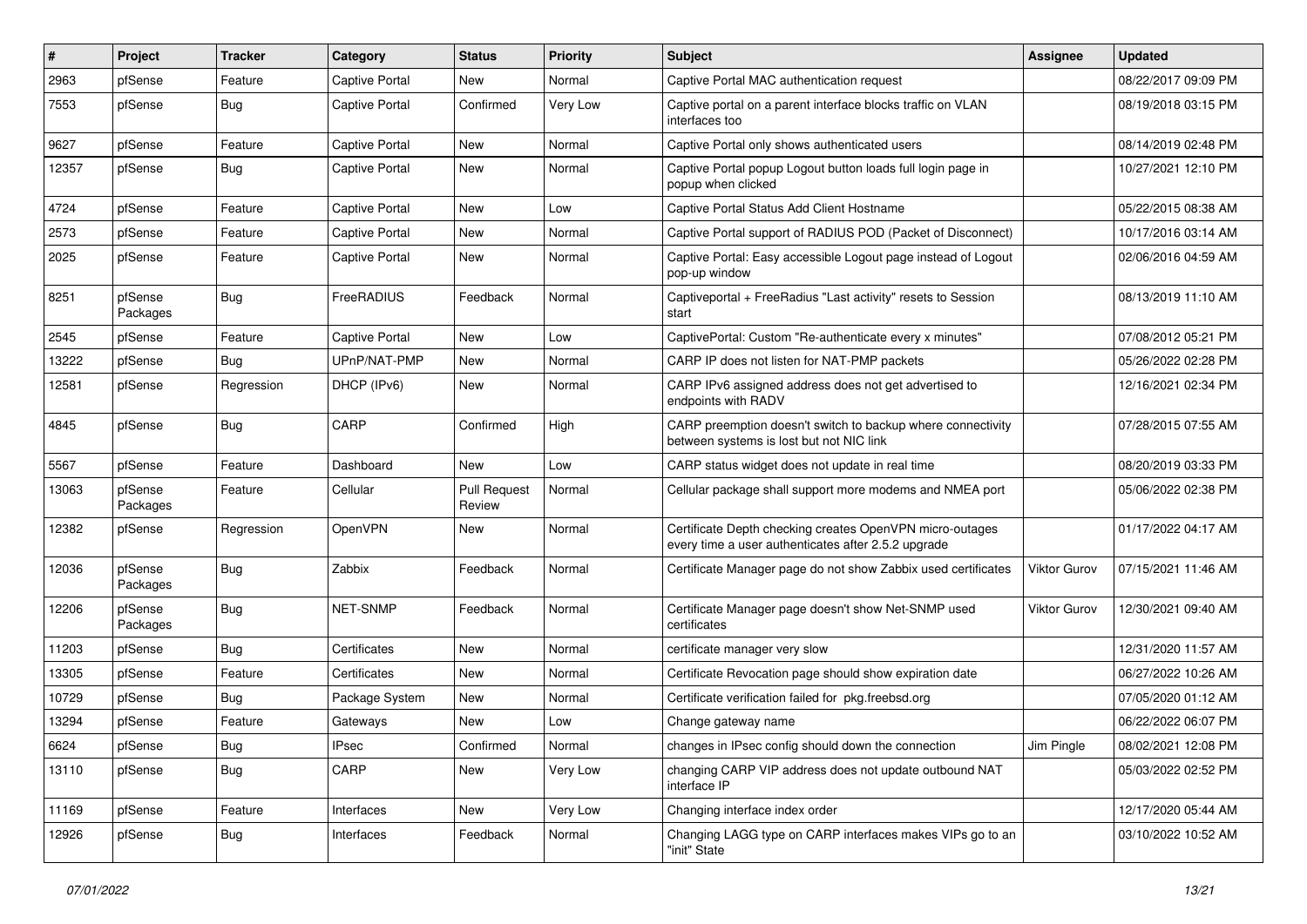| # | Project | Tracker | Category | Status | Priority | Subject | Assignee | Updated |
|---|---|---|---|---|---|---|---|---|
| 2963 | pfSense | Feature | Captive Portal | New | Normal | Captive Portal MAC authentication request | | 08/22/2017 09:09 PM |
| 7553 | pfSense | Bug | Captive Portal | Confirmed | Very Low | Captive portal on a parent interface blocks traffic on VLAN interfaces too | | 08/19/2018 03:15 PM |
| 9627 | pfSense | Feature | Captive Portal | New | Normal | Captive Portal only shows authenticated users | | 08/14/2019 02:48 PM |
| 12357 | pfSense | Bug | Captive Portal | New | Normal | Captive Portal popup Logout button loads full login page in popup when clicked | | 10/27/2021 12:10 PM |
| 4724 | pfSense | Feature | Captive Portal | New | Low | Captive Portal Status Add Client Hostname | | 05/22/2015 08:38 AM |
| 2573 | pfSense | Feature | Captive Portal | New | Normal | Captive Portal support of RADIUS POD (Packet of Disconnect) | | 10/17/2016 03:14 AM |
| 2025 | pfSense | Feature | Captive Portal | New | Normal | Captive Portal: Easy accessible Logout page instead of Logout pop-up window | | 02/06/2016 04:59 AM |
| 8251 | pfSense Packages | Bug | FreeRADIUS | Feedback | Normal | Captiveportal + FreeRadius "Last activity" resets to Session start | | 08/13/2019 11:10 AM |
| 2545 | pfSense | Feature | Captive Portal | New | Low | CaptivePortal: Custom "Re-authenticate every x minutes" | | 07/08/2012 05:21 PM |
| 13222 | pfSense | Bug | UPnP/NAT-PMP | New | Normal | CARP IP does not listen for NAT-PMP packets | | 05/26/2022 02:28 PM |
| 12581 | pfSense | Regression | DHCP (IPv6) | New | Normal | CARP IPv6 assigned address does not get advertised to endpoints with RADV | | 12/16/2021 02:34 PM |
| 4845 | pfSense | Bug | CARP | Confirmed | High | CARP preemption doesn't switch to backup where connectivity between systems is lost but not NIC link | | 07/28/2015 07:55 AM |
| 5567 | pfSense | Feature | Dashboard | New | Low | CARP status widget does not update in real time | | 08/20/2019 03:33 PM |
| 13063 | pfSense Packages | Feature | Cellular | Pull Request Review | Normal | Cellular package shall support more modems and NMEA port | | 05/06/2022 02:38 PM |
| 12382 | pfSense | Regression | OpenVPN | New | Normal | Certificate Depth checking creates OpenVPN micro-outages every time a user authenticates after 2.5.2 upgrade | | 01/17/2022 04:17 AM |
| 12036 | pfSense Packages | Bug | Zabbix | Feedback | Normal | Certificate Manager page do not show Zabbix used certificates | Viktor Gurov | 07/15/2021 11:46 AM |
| 12206 | pfSense Packages | Bug | NET-SNMP | Feedback | Normal | Certificate Manager page doesn't show Net-SNMP used certificates | Viktor Gurov | 12/30/2021 09:40 AM |
| 11203 | pfSense | Bug | Certificates | New | Normal | certificate manager very slow | | 12/31/2020 11:57 AM |
| 13305 | pfSense | Feature | Certificates | New | Normal | Certificate Revocation page should show expiration date | | 06/27/2022 10:26 AM |
| 10729 | pfSense | Bug | Package System | New | Normal | Certificate verification failed for pkg.freebsd.org | | 07/05/2020 01:12 AM |
| 13294 | pfSense | Feature | Gateways | New | Low | Change gateway name | | 06/22/2022 06:07 PM |
| 6624 | pfSense | Bug | IPsec | Confirmed | Normal | changes in IPsec config should down the connection | Jim Pingle | 08/02/2021 12:08 PM |
| 13110 | pfSense | Bug | CARP | New | Very Low | changing CARP VIP address does not update outbound NAT interface IP | | 05/03/2022 02:52 PM |
| 11169 | pfSense | Feature | Interfaces | New | Very Low | Changing interface index order | | 12/17/2020 05:44 AM |
| 12926 | pfSense | Bug | Interfaces | Feedback | Normal | Changing LAGG type on CARP interfaces makes VIPs go to an "init" State | | 03/10/2022 10:52 AM |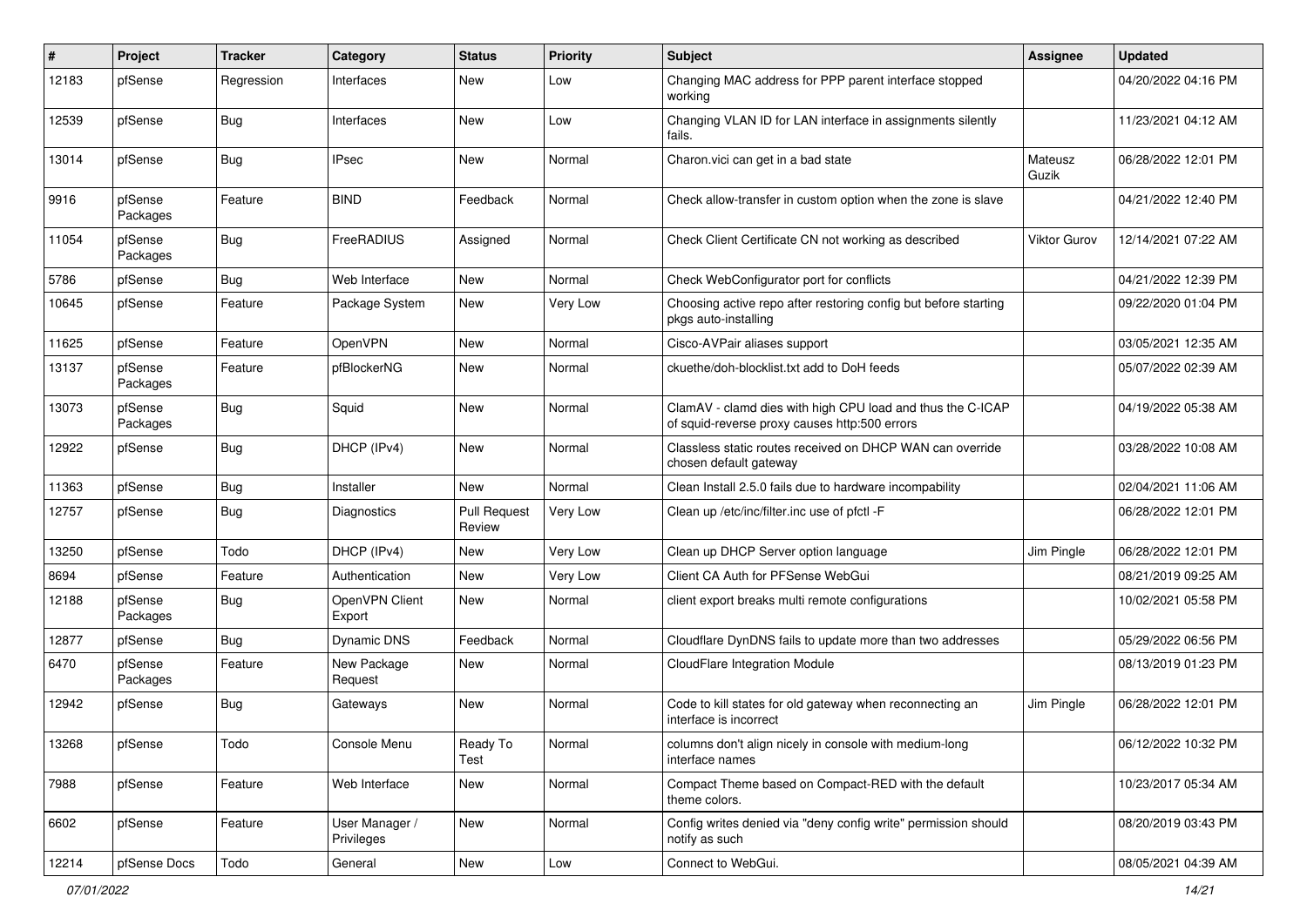| # | Project | Tracker | Category | Status | Priority | Subject | Assignee | Updated |
|---|---|---|---|---|---|---|---|---|
| 12183 | pfSense | Regression | Interfaces | New | Low | Changing MAC address for PPP parent interface stopped working | | 04/20/2022 04:16 PM |
| 12539 | pfSense | Bug | Interfaces | New | Low | Changing VLAN ID for LAN interface in assignments silently fails. | | 11/23/2021 04:12 AM |
| 13014 | pfSense | Bug | IPsec | New | Normal | Charon.vici can get in a bad state | Mateusz Guzik | 06/28/2022 12:01 PM |
| 9916 | pfSense Packages | Feature | BIND | Feedback | Normal | Check allow-transfer in custom option when the zone is slave | | 04/21/2022 12:40 PM |
| 11054 | pfSense Packages | Bug | FreeRADIUS | Assigned | Normal | Check Client Certificate CN not working as described | Viktor Gurov | 12/14/2021 07:22 AM |
| 5786 | pfSense | Bug | Web Interface | New | Normal | Check WebConfigurator port for conflicts | | 04/21/2022 12:39 PM |
| 10645 | pfSense | Feature | Package System | New | Very Low | Choosing active repo after restoring config but before starting pkgs auto-installing | | 09/22/2020 01:04 PM |
| 11625 | pfSense | Feature | OpenVPN | New | Normal | Cisco-AVPair aliases support | | 03/05/2021 12:35 AM |
| 13137 | pfSense Packages | Feature | pfBlockerNG | New | Normal | ckuethe/doh-blocklist.txt add to DoH feeds | | 05/07/2022 02:39 AM |
| 13073 | pfSense Packages | Bug | Squid | New | Normal | ClamAV - clamd dies with high CPU load and thus the C-ICAP of squid-reverse proxy causes http:500 errors | | 04/19/2022 05:38 AM |
| 12922 | pfSense | Bug | DHCP (IPv4) | New | Normal | Classless static routes received on DHCP WAN can override chosen default gateway | | 03/28/2022 10:08 AM |
| 11363 | pfSense | Bug | Installer | New | Normal | Clean Install 2.5.0 fails due to hardware incompability | | 02/04/2021 11:06 AM |
| 12757 | pfSense | Bug | Diagnostics | Pull Request Review | Very Low | Clean up /etc/inc/filter.inc use of pfctl -F | | 06/28/2022 12:01 PM |
| 13250 | pfSense | Todo | DHCP (IPv4) | New | Very Low | Clean up DHCP Server option language | Jim Pingle | 06/28/2022 12:01 PM |
| 8694 | pfSense | Feature | Authentication | New | Very Low | Client CA Auth for PFSense WebGui | | 08/21/2019 09:25 AM |
| 12188 | pfSense Packages | Bug | OpenVPN Client Export | New | Normal | client export breaks multi remote configurations | | 10/02/2021 05:58 PM |
| 12877 | pfSense | Bug | Dynamic DNS | Feedback | Normal | Cloudflare DynDNS fails to update more than two addresses | | 05/29/2022 06:56 PM |
| 6470 | pfSense Packages | Feature | New Package Request | New | Normal | CloudFlare Integration Module | | 08/13/2019 01:23 PM |
| 12942 | pfSense | Bug | Gateways | New | Normal | Code to kill states for old gateway when reconnecting an interface is incorrect | Jim Pingle | 06/28/2022 12:01 PM |
| 13268 | pfSense | Todo | Console Menu | Ready To Test | Normal | columns don't align nicely in console with medium-long interface names | | 06/12/2022 10:32 PM |
| 7988 | pfSense | Feature | Web Interface | New | Normal | Compact Theme based on Compact-RED with the default theme colors. | | 10/23/2017 05:34 AM |
| 6602 | pfSense | Feature | User Manager / Privileges | New | Normal | Config writes denied via "deny config write" permission should notify as such | | 08/20/2019 03:43 PM |
| 12214 | pfSense Docs | Todo | General | New | Low | Connect to WebGui. | | 08/05/2021 04:39 AM |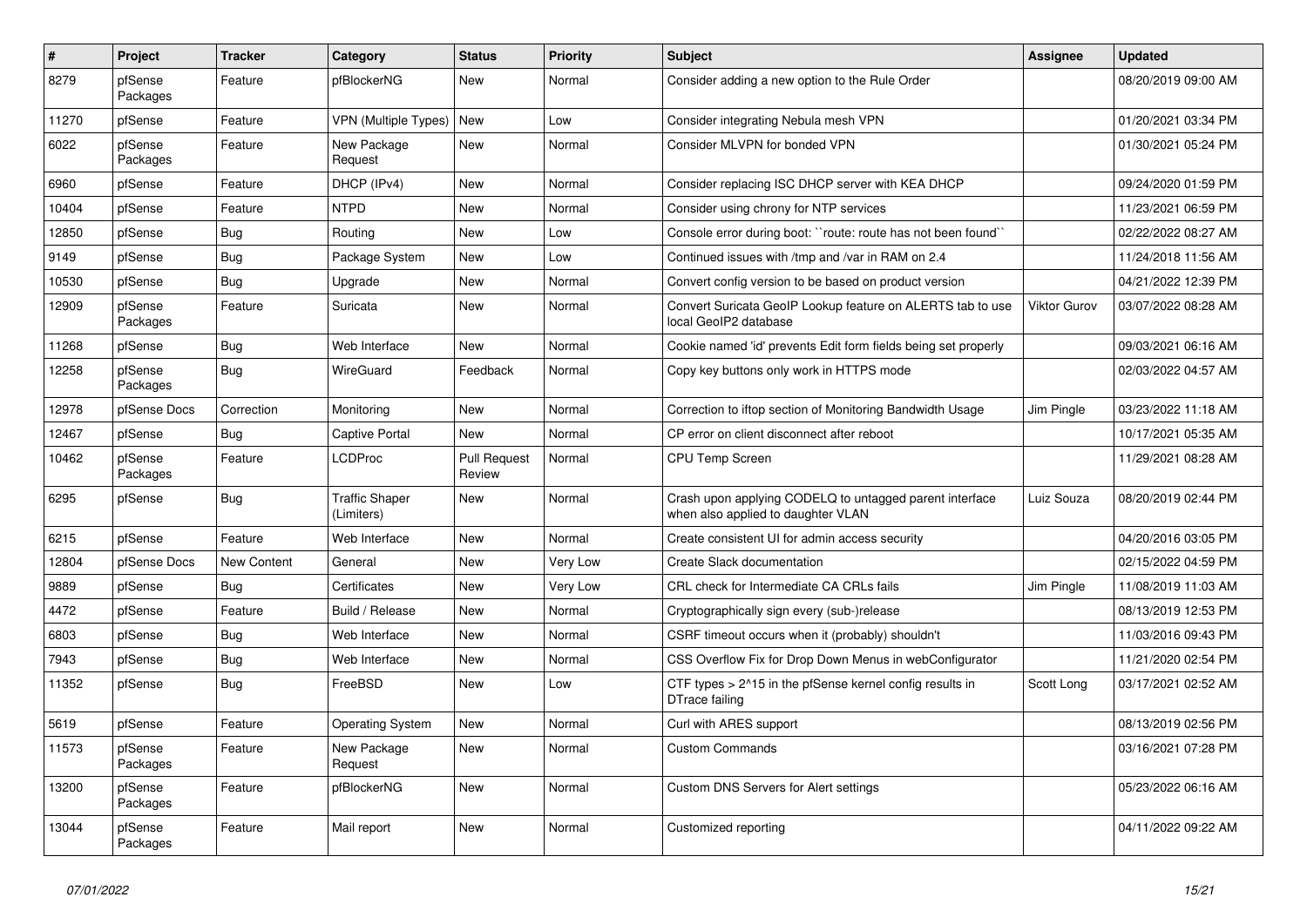| # | Project | Tracker | Category | Status | Priority | Subject | Assignee | Updated |
|---|---|---|---|---|---|---|---|---|
| 8279 | pfSense Packages | Feature | pfBlockerNG | New | Normal | Consider adding a new option to the Rule Order | | 08/20/2019 09:00 AM |
| 11270 | pfSense | Feature | VPN (Multiple Types) | New | Low | Consider integrating Nebula mesh VPN | | 01/20/2021 03:34 PM |
| 6022 | pfSense Packages | Feature | New Package Request | New | Normal | Consider MLVPN for bonded VPN | | 01/30/2021 05:24 PM |
| 6960 | pfSense | Feature | DHCP (IPv4) | New | Normal | Consider replacing ISC DHCP server with KEA DHCP | | 09/24/2020 01:59 PM |
| 10404 | pfSense | Feature | NTPD | New | Normal | Consider using chrony for NTP services | | 11/23/2021 06:59 PM |
| 12850 | pfSense | Bug | Routing | New | Low | Console error during boot: ``route: route has not been found`` | | 02/22/2022 08:27 AM |
| 9149 | pfSense | Bug | Package System | New | Low | Continued issues with /tmp and /var in RAM on 2.4 | | 11/24/2018 11:56 AM |
| 10530 | pfSense | Bug | Upgrade | New | Normal | Convert config version to be based on product version | | 04/21/2022 12:39 PM |
| 12909 | pfSense Packages | Feature | Suricata | New | Normal | Convert Suricata GeoIP Lookup feature on ALERTS tab to use local GeoIP2 database | Viktor Gurov | 03/07/2022 08:28 AM |
| 11268 | pfSense | Bug | Web Interface | New | Normal | Cookie named 'id' prevents Edit form fields being set properly | | 09/03/2021 06:16 AM |
| 12258 | pfSense Packages | Bug | WireGuard | Feedback | Normal | Copy key buttons only work in HTTPS mode | | 02/03/2022 04:57 AM |
| 12978 | pfSense Docs | Correction | Monitoring | New | Normal | Correction to iftop section of Monitoring Bandwidth Usage | Jim Pingle | 03/23/2022 11:18 AM |
| 12467 | pfSense | Bug | Captive Portal | New | Normal | CP error on client disconnect after reboot | | 10/17/2021 05:35 AM |
| 10462 | pfSense Packages | Feature | LCDProc | Pull Request Review | Normal | CPU Temp Screen | | 11/29/2021 08:28 AM |
| 6295 | pfSense | Bug | Traffic Shaper (Limiters) | New | Normal | Crash upon applying CODELQ to untagged parent interface when also applied to daughter VLAN | Luiz Souza | 08/20/2019 02:44 PM |
| 6215 | pfSense | Feature | Web Interface | New | Normal | Create consistent UI for admin access security | | 04/20/2016 03:05 PM |
| 12804 | pfSense Docs | New Content | General | New | Very Low | Create Slack documentation | | 02/15/2022 04:59 PM |
| 9889 | pfSense | Bug | Certificates | New | Very Low | CRL check for Intermediate CA CRLs fails | Jim Pingle | 11/08/2019 11:03 AM |
| 4472 | pfSense | Feature | Build / Release | New | Normal | Cryptographically sign every (sub-)release | | 08/13/2019 12:53 PM |
| 6803 | pfSense | Bug | Web Interface | New | Normal | CSRF timeout occurs when it (probably) shouldn't | | 11/03/2016 09:43 PM |
| 7943 | pfSense | Bug | Web Interface | New | Normal | CSS Overflow Fix for Drop Down Menus in webConfigurator | | 11/21/2020 02:54 PM |
| 11352 | pfSense | Bug | FreeBSD | New | Low | CTF types > 2^15 in the pfSense kernel config results in DTrace failing | Scott Long | 03/17/2021 02:52 AM |
| 5619 | pfSense | Feature | Operating System | New | Normal | Curl with ARES support | | 08/13/2019 02:56 PM |
| 11573 | pfSense Packages | Feature | New Package Request | New | Normal | Custom Commands | | 03/16/2021 07:28 PM |
| 13200 | pfSense Packages | Feature | pfBlockerNG | New | Normal | Custom DNS Servers for Alert settings | | 05/23/2022 06:16 AM |
| 13044 | pfSense Packages | Feature | Mail report | New | Normal | Customized reporting | | 04/11/2022 09:22 AM |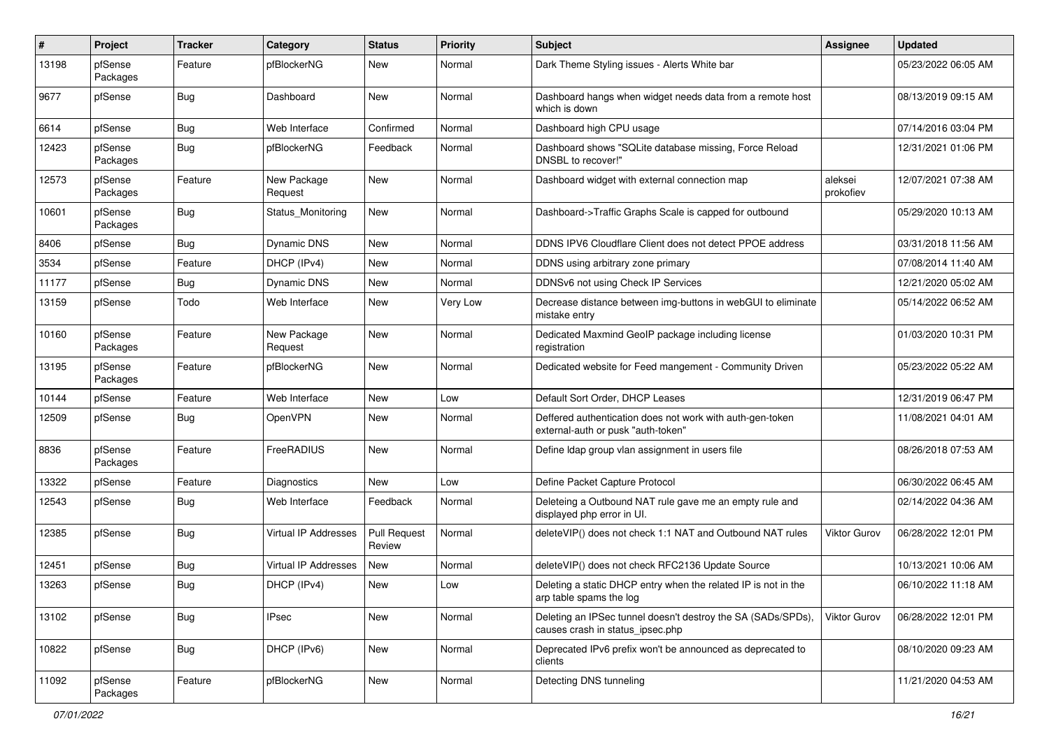| # | Project | Tracker | Category | Status | Priority | Subject | Assignee | Updated |
|---|---|---|---|---|---|---|---|---|
| 13198 | pfSense Packages | Feature | pfBlockerNG | New | Normal | Dark Theme Styling issues - Alerts White bar | | 05/23/2022 06:05 AM |
| 9677 | pfSense | Bug | Dashboard | New | Normal | Dashboard hangs when widget needs data from a remote host which is down | | 08/13/2019 09:15 AM |
| 6614 | pfSense | Bug | Web Interface | Confirmed | Normal | Dashboard high CPU usage | | 07/14/2016 03:04 PM |
| 12423 | pfSense Packages | Bug | pfBlockerNG | Feedback | Normal | Dashboard shows "SQLite database missing, Force Reload DNSBL to recover!" | | 12/31/2021 01:06 PM |
| 12573 | pfSense Packages | Feature | New Package Request | New | Normal | Dashboard widget with external connection map | aleksei prokofiev | 12/07/2021 07:38 AM |
| 10601 | pfSense Packages | Bug | Status_Monitoring | New | Normal | Dashboard->Traffic Graphs Scale is capped for outbound | | 05/29/2020 10:13 AM |
| 8406 | pfSense | Bug | Dynamic DNS | New | Normal | DDNS IPV6 Cloudflare Client does not detect PPOE address | | 03/31/2018 11:56 AM |
| 3534 | pfSense | Feature | DHCP (IPv4) | New | Normal | DDNS using arbitrary zone primary | | 07/08/2014 11:40 AM |
| 11177 | pfSense | Bug | Dynamic DNS | New | Normal | DDNSv6 not using Check IP Services | | 12/21/2020 05:02 AM |
| 13159 | pfSense | Todo | Web Interface | New | Very Low | Decrease distance between img-buttons in webGUI to eliminate mistake entry | | 05/14/2022 06:52 AM |
| 10160 | pfSense Packages | Feature | New Package Request | New | Normal | Dedicated Maxmind GeoIP package including license registration | | 01/03/2020 10:31 PM |
| 13195 | pfSense Packages | Feature | pfBlockerNG | New | Normal | Dedicated website for Feed mangement - Community Driven | | 05/23/2022 05:22 AM |
| 10144 | pfSense | Feature | Web Interface | New | Low | Default Sort Order, DHCP Leases | | 12/31/2019 06:47 PM |
| 12509 | pfSense | Bug | OpenVPN | New | Normal | Deffered authentication does not work with auth-gen-token external-auth or pusk "auth-token" | | 11/08/2021 04:01 AM |
| 8836 | pfSense Packages | Feature | FreeRADIUS | New | Normal | Define ldap group vlan assignment in users file | | 08/26/2018 07:53 AM |
| 13322 | pfSense | Feature | Diagnostics | New | Low | Define Packet Capture Protocol | | 06/30/2022 06:45 AM |
| 12543 | pfSense | Bug | Web Interface | Feedback | Normal | Deleteing a Outbound NAT rule gave me an empty rule and displayed php error in UI. | | 02/14/2022 04:36 AM |
| 12385 | pfSense | Bug | Virtual IP Addresses | Pull Request Review | Normal | deleteVIP() does not check 1:1 NAT and Outbound NAT rules | Viktor Gurov | 06/28/2022 12:01 PM |
| 12451 | pfSense | Bug | Virtual IP Addresses | New | Normal | deleteVIP() does not check RFC2136 Update Source | | 10/13/2021 10:06 AM |
| 13263 | pfSense | Bug | DHCP (IPv4) | New | Low | Deleting a static DHCP entry when the related IP is not in the arp table spams the log | | 06/10/2022 11:18 AM |
| 13102 | pfSense | Bug | IPsec | New | Normal | Deleting an IPSec tunnel doesn't destroy the SA (SADs/SPDs), causes crash in status_ipsec.php | Viktor Gurov | 06/28/2022 12:01 PM |
| 10822 | pfSense | Bug | DHCP (IPv6) | New | Normal | Deprecated IPv6 prefix won't be announced as deprecated to clients | | 08/10/2020 09:23 AM |
| 11092 | pfSense Packages | Feature | pfBlockerNG | New | Normal | Detecting DNS tunneling | | 11/21/2020 04:53 AM |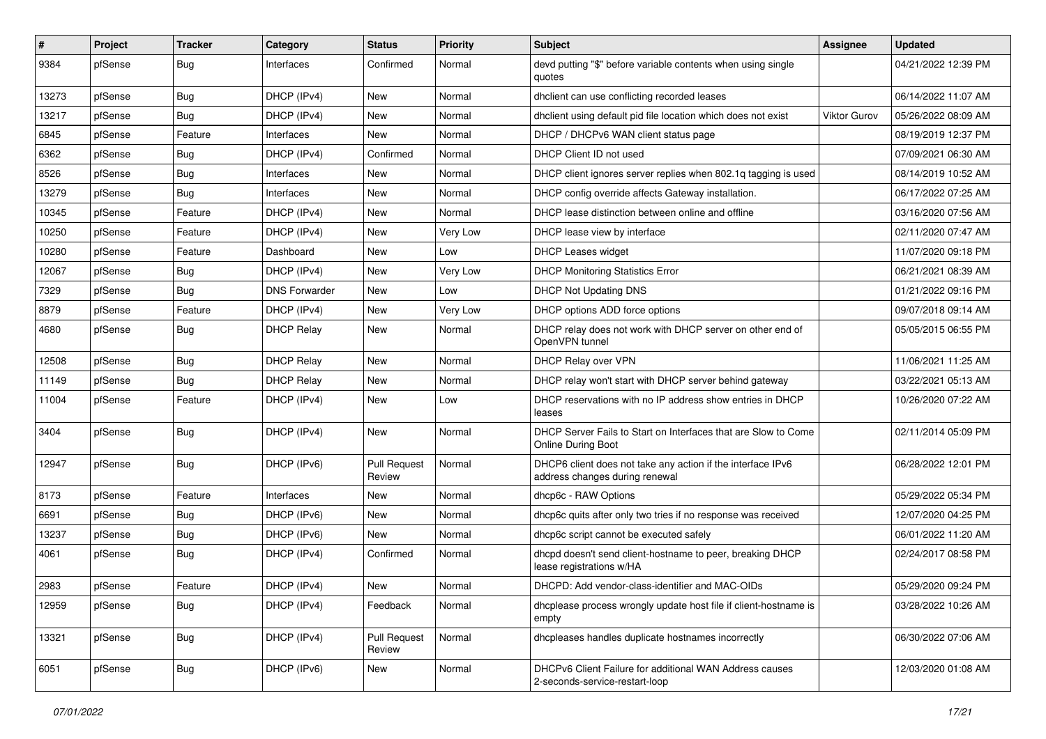| # | Project | Tracker | Category | Status | Priority | Subject | Assignee | Updated |
|---|---|---|---|---|---|---|---|---|
| 9384 | pfSense | Bug | Interfaces | Confirmed | Normal | devd putting "$" before variable contents when using single quotes | | 04/21/2022 12:39 PM |
| 13273 | pfSense | Bug | DHCP (IPv4) | New | Normal | dhclient can use conflicting recorded leases | | 06/14/2022 11:07 AM |
| 13217 | pfSense | Bug | DHCP (IPv4) | New | Normal | dhclient using default pid file location which does not exist | Viktor Gurov | 05/26/2022 08:09 AM |
| 6845 | pfSense | Feature | Interfaces | New | Normal | DHCP / DHCPv6 WAN client status page | | 08/19/2019 12:37 PM |
| 6362 | pfSense | Bug | DHCP (IPv4) | Confirmed | Normal | DHCP Client ID not used | | 07/09/2021 06:30 AM |
| 8526 | pfSense | Bug | Interfaces | New | Normal | DHCP client ignores server replies when 802.1q tagging is used | | 08/14/2019 10:52 AM |
| 13279 | pfSense | Bug | Interfaces | New | Normal | DHCP config override affects Gateway installation. | | 06/17/2022 07:25 AM |
| 10345 | pfSense | Feature | DHCP (IPv4) | New | Normal | DHCP lease distinction between online and offline | | 03/16/2020 07:56 AM |
| 10250 | pfSense | Feature | DHCP (IPv4) | New | Very Low | DHCP lease view by interface | | 02/11/2020 07:47 AM |
| 10280 | pfSense | Feature | Dashboard | New | Low | DHCP Leases widget | | 11/07/2020 09:18 PM |
| 12067 | pfSense | Bug | DHCP (IPv4) | New | Very Low | DHCP Monitoring Statistics Error | | 06/21/2021 08:39 AM |
| 7329 | pfSense | Bug | DNS Forwarder | New | Low | DHCP Not Updating DNS | | 01/21/2022 09:16 PM |
| 8879 | pfSense | Feature | DHCP (IPv4) | New | Very Low | DHCP options ADD force options | | 09/07/2018 09:14 AM |
| 4680 | pfSense | Bug | DHCP Relay | New | Normal | DHCP relay does not work with DHCP server on other end of OpenVPN tunnel | | 05/05/2015 06:55 PM |
| 12508 | pfSense | Bug | DHCP Relay | New | Normal | DHCP Relay over VPN | | 11/06/2021 11:25 AM |
| 11149 | pfSense | Bug | DHCP Relay | New | Normal | DHCP relay won't start with DHCP server behind gateway | | 03/22/2021 05:13 AM |
| 11004 | pfSense | Feature | DHCP (IPv4) | New | Low | DHCP reservations with no IP address show entries in DHCP leases | | 10/26/2020 07:22 AM |
| 3404 | pfSense | Bug | DHCP (IPv4) | New | Normal | DHCP Server Fails to Start on Interfaces that are Slow to Come Online During Boot | | 02/11/2014 05:09 PM |
| 12947 | pfSense | Bug | DHCP (IPv6) | Pull Request Review | Normal | DHCP6 client does not take any action if the interface IPv6 address changes during renewal | | 06/28/2022 12:01 PM |
| 8173 | pfSense | Feature | Interfaces | New | Normal | dhcp6c - RAW Options | | 05/29/2022 05:34 PM |
| 6691 | pfSense | Bug | DHCP (IPv6) | New | Normal | dhcp6c quits after only two tries if no response was received | | 12/07/2020 04:25 PM |
| 13237 | pfSense | Bug | DHCP (IPv6) | New | Normal | dhcp6c script cannot be executed safely | | 06/01/2022 11:20 AM |
| 4061 | pfSense | Bug | DHCP (IPv4) | Confirmed | Normal | dhcpd doesn't send client-hostname to peer, breaking DHCP lease registrations w/HA | | 02/24/2017 08:58 PM |
| 2983 | pfSense | Feature | DHCP (IPv4) | New | Normal | DHCPD: Add vendor-class-identifier and MAC-OIDs | | 05/29/2020 09:24 PM |
| 12959 | pfSense | Bug | DHCP (IPv4) | Feedback | Normal | dhcplease process wrongly update host file if client-hostname is empty | | 03/28/2022 10:26 AM |
| 13321 | pfSense | Bug | DHCP (IPv4) | Pull Request Review | Normal | dhcpleases handles duplicate hostnames incorrectly | | 06/30/2022 07:06 AM |
| 6051 | pfSense | Bug | DHCP (IPv6) | New | Normal | DHCPv6 Client Failure for additional WAN Address causes 2-seconds-service-restart-loop | | 12/03/2020 01:08 AM |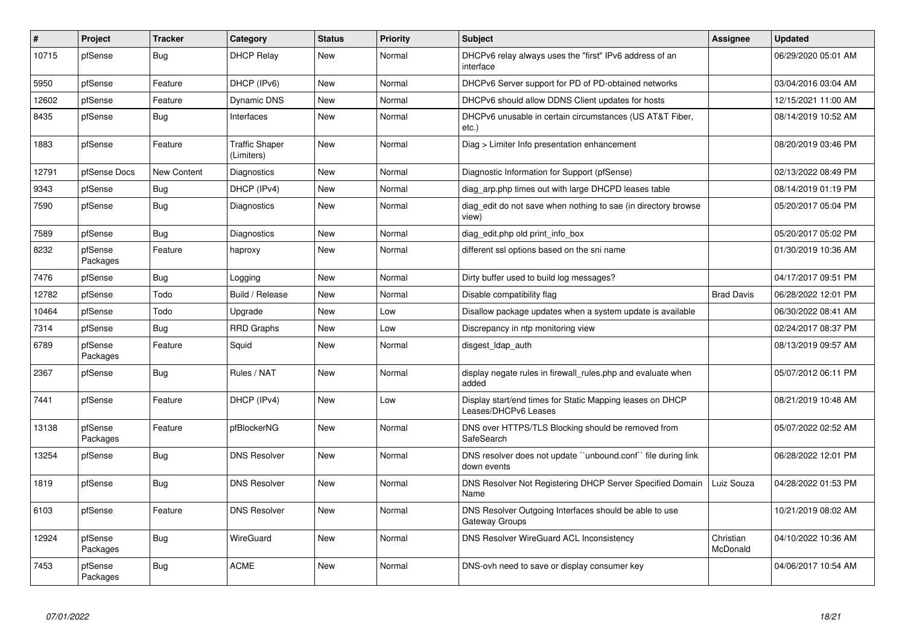| # | Project | Tracker | Category | Status | Priority | Subject | Assignee | Updated |
|---|---|---|---|---|---|---|---|---|
| 10715 | pfSense | Bug | DHCP Relay | New | Normal | DHCPv6 relay always uses the "first" IPv6 address of an interface | | 06/29/2020 05:01 AM |
| 5950 | pfSense | Feature | DHCP (IPv6) | New | Normal | DHCPv6 Server support for PD of PD-obtained networks | | 03/04/2016 03:04 AM |
| 12602 | pfSense | Feature | Dynamic DNS | New | Normal | DHCPv6 should allow DDNS Client updates for hosts | | 12/15/2021 11:00 AM |
| 8435 | pfSense | Bug | Interfaces | New | Normal | DHCPv6 unusable in certain circumstances (US AT&T Fiber, etc.) | | 08/14/2019 10:52 AM |
| 1883 | pfSense | Feature | Traffic Shaper (Limiters) | New | Normal | Diag > Limiter Info presentation enhancement | | 08/20/2019 03:46 PM |
| 12791 | pfSense Docs | New Content | Diagnostics | New | Normal | Diagnostic Information for Support (pfSense) | | 02/13/2022 08:49 PM |
| 9343 | pfSense | Bug | DHCP (IPv4) | New | Normal | diag_arp.php times out with large DHCPD leases table | | 08/14/2019 01:19 PM |
| 7590 | pfSense | Bug | Diagnostics | New | Normal | diag_edit do not save when nothing to sae (in directory browse view) | | 05/20/2017 05:04 PM |
| 7589 | pfSense | Bug | Diagnostics | New | Normal | diag_edit.php old print_info_box | | 05/20/2017 05:02 PM |
| 8232 | pfSense Packages | Feature | haproxy | New | Normal | different ssl options based on the sni name | | 01/30/2019 10:36 AM |
| 7476 | pfSense | Bug | Logging | New | Normal | Dirty buffer used to build log messages? | | 04/17/2017 09:51 PM |
| 12782 | pfSense | Todo | Build / Release | New | Normal | Disable compatibility flag | Brad Davis | 06/28/2022 12:01 PM |
| 10464 | pfSense | Todo | Upgrade | New | Low | Disallow package updates when a system update is available | | 06/30/2022 08:41 AM |
| 7314 | pfSense | Bug | RRD Graphs | New | Low | Discrepancy in ntp monitoring view | | 02/24/2017 08:37 PM |
| 6789 | pfSense Packages | Feature | Squid | New | Normal | disgest_ldap_auth | | 08/13/2019 09:57 AM |
| 2367 | pfSense | Bug | Rules / NAT | New | Normal | display negate rules in firewall_rules.php and evaluate when added | | 05/07/2012 06:11 PM |
| 7441 | pfSense | Feature | DHCP (IPv4) | New | Low | Display start/end times for Static Mapping leases on DHCP Leases/DHCPv6 Leases | | 08/21/2019 10:48 AM |
| 13138 | pfSense Packages | Feature | pfBlockerNG | New | Normal | DNS over HTTPS/TLS Blocking should be removed from SafeSearch | | 05/07/2022 02:52 AM |
| 13254 | pfSense | Bug | DNS Resolver | New | Normal | DNS resolver does not update ``unbound.conf`` file during link down events | | 06/28/2022 12:01 PM |
| 1819 | pfSense | Bug | DNS Resolver | New | Normal | DNS Resolver Not Registering DHCP Server Specified Domain Name | Luiz Souza | 04/28/2022 01:53 PM |
| 6103 | pfSense | Feature | DNS Resolver | New | Normal | DNS Resolver Outgoing Interfaces should be able to use Gateway Groups | | 10/21/2019 08:02 AM |
| 12924 | pfSense Packages | Bug | WireGuard | New | Normal | DNS Resolver WireGuard ACL Inconsistency | Christian McDonald | 04/10/2022 10:36 AM |
| 7453 | pfSense Packages | Bug | ACME | New | Normal | DNS-ovh need to save or display consumer key | | 04/06/2017 10:54 AM |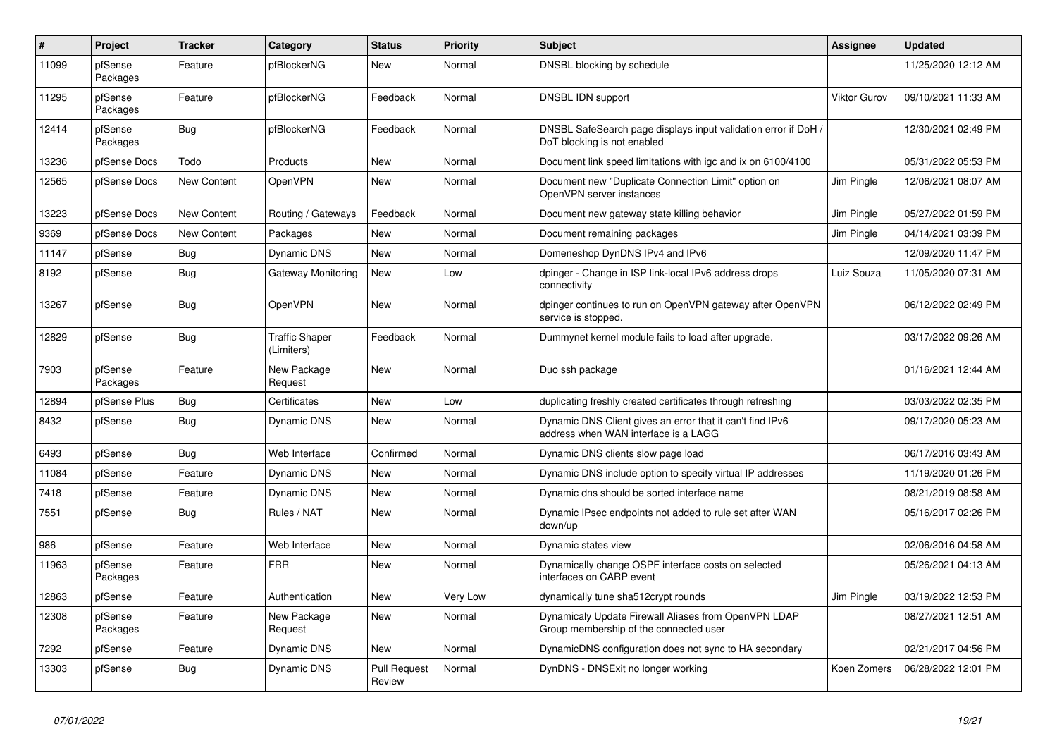| # | Project | Tracker | Category | Status | Priority | Subject | Assignee | Updated |
|---|---|---|---|---|---|---|---|---|
| 11099 | pfSense Packages | Feature | pfBlockerNG | New | Normal | DNSBL blocking by schedule | | 11/25/2020 12:12 AM |
| 11295 | pfSense Packages | Feature | pfBlockerNG | Feedback | Normal | DNSBL IDN support | Viktor Gurov | 09/10/2021 11:33 AM |
| 12414 | pfSense Packages | Bug | pfBlockerNG | Feedback | Normal | DNSBL SafeSearch page displays input validation error if DoH / DoT blocking is not enabled | | 12/30/2021 02:49 PM |
| 13236 | pfSense Docs | Todo | Products | New | Normal | Document link speed limitations with igc and ix on 6100/4100 | | 05/31/2022 05:53 PM |
| 12565 | pfSense Docs | New Content | OpenVPN | New | Normal | Document new "Duplicate Connection Limit" option on OpenVPN server instances | Jim Pingle | 12/06/2021 08:07 AM |
| 13223 | pfSense Docs | New Content | Routing / Gateways | Feedback | Normal | Document new gateway state killing behavior | Jim Pingle | 05/27/2022 01:59 PM |
| 9369 | pfSense Docs | New Content | Packages | New | Normal | Document remaining packages | Jim Pingle | 04/14/2021 03:39 PM |
| 11147 | pfSense | Bug | Dynamic DNS | New | Normal | Domeneshop DynDNS IPv4 and IPv6 | | 12/09/2020 11:47 PM |
| 8192 | pfSense | Bug | Gateway Monitoring | New | Low | dpinger - Change in ISP link-local IPv6 address drops connectivity | Luiz Souza | 11/05/2020 07:31 AM |
| 13267 | pfSense | Bug | OpenVPN | New | Normal | dpinger continues to run on OpenVPN gateway after OpenVPN service is stopped. | | 06/12/2022 02:49 PM |
| 12829 | pfSense | Bug | Traffic Shaper (Limiters) | Feedback | Normal | Dummynet kernel module fails to load after upgrade. | | 03/17/2022 09:26 AM |
| 7903 | pfSense Packages | Feature | New Package Request | New | Normal | Duo ssh package | | 01/16/2021 12:44 AM |
| 12894 | pfSense Plus | Bug | Certificates | New | Low | duplicating freshly created certificates through refreshing | | 03/03/2022 02:35 PM |
| 8432 | pfSense | Bug | Dynamic DNS | New | Normal | Dynamic DNS Client gives an error that it can't find IPv6 address when WAN interface is a LAGG | | 09/17/2020 05:23 AM |
| 6493 | pfSense | Bug | Web Interface | Confirmed | Normal | Dynamic DNS clients slow page load | | 06/17/2016 03:43 AM |
| 11084 | pfSense | Feature | Dynamic DNS | New | Normal | Dynamic DNS include option to specify virtual IP addresses | | 11/19/2020 01:26 PM |
| 7418 | pfSense | Feature | Dynamic DNS | New | Normal | Dynamic dns should be sorted interface name | | 08/21/2019 08:58 AM |
| 7551 | pfSense | Bug | Rules / NAT | New | Normal | Dynamic IPsec endpoints not added to rule set after WAN down/up | | 05/16/2017 02:26 PM |
| 986 | pfSense | Feature | Web Interface | New | Normal | Dynamic states view | | 02/06/2016 04:58 AM |
| 11963 | pfSense Packages | Feature | FRR | New | Normal | Dynamically change OSPF interface costs on selected interfaces on CARP event | | 05/26/2021 04:13 AM |
| 12863 | pfSense | Feature | Authentication | New | Very Low | dynamically tune sha512crypt rounds | Jim Pingle | 03/19/2022 12:53 PM |
| 12308 | pfSense Packages | Feature | New Package Request | New | Normal | Dynamicaly Update Firewall Aliases from OpenVPN LDAP Group membership of the connected user | | 08/27/2021 12:51 AM |
| 7292 | pfSense | Feature | Dynamic DNS | New | Normal | DynamicDNS configuration does not sync to HA secondary | | 02/21/2017 04:56 PM |
| 13303 | pfSense | Bug | Dynamic DNS | Pull Request Review | Normal | DynDNS - DNSExit no longer working | Koen Zomers | 06/28/2022 12:01 PM |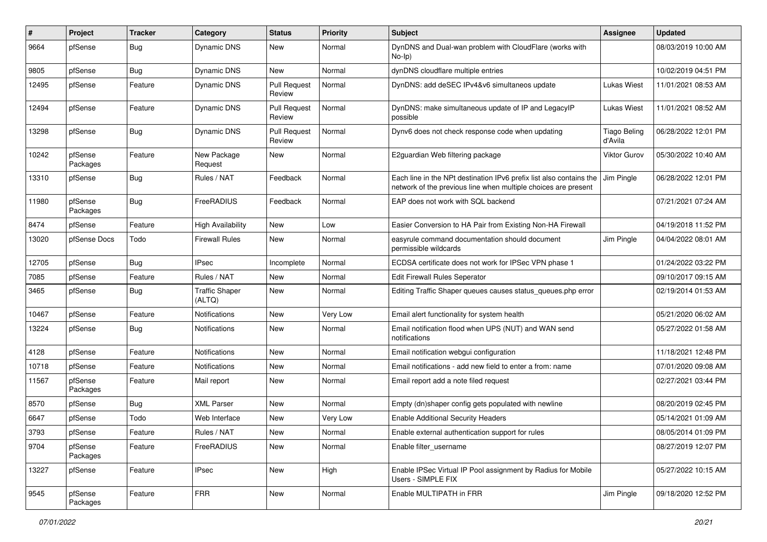| # | Project | Tracker | Category | Status | Priority | Subject | Assignee | Updated |
|---|---|---|---|---|---|---|---|---|
| 9664 | pfSense | Bug | Dynamic DNS | New | Normal | DynDNS and Dual-wan problem with CloudFlare (works with No-Ip) | | 08/03/2019 10:00 AM |
| 9805 | pfSense | Bug | Dynamic DNS | New | Normal | dynDNS cloudflare multiple entries | | 10/02/2019 04:51 PM |
| 12495 | pfSense | Feature | Dynamic DNS | Pull Request Review | Normal | DynDNS: add deSEC IPv4&v6 simultaneos update | Lukas Wiest | 11/01/2021 08:53 AM |
| 12494 | pfSense | Feature | Dynamic DNS | Pull Request Review | Normal | DynDNS: make simultaneous update of IP and LegacyIP possible | Lukas Wiest | 11/01/2021 08:52 AM |
| 13298 | pfSense | Bug | Dynamic DNS | Pull Request Review | Normal | Dynv6 does not check response code when updating | Tiago Beling d'Avila | 06/28/2022 12:01 PM |
| 10242 | pfSense Packages | Feature | New Package Request | New | Normal | E2guardian Web filtering package | Viktor Gurov | 05/30/2022 10:40 AM |
| 13310 | pfSense | Bug | Rules / NAT | Feedback | Normal | Each line in the NPt destination IPv6 prefix list also contains the network of the previous line when multiple choices are present | Jim Pingle | 06/28/2022 12:01 PM |
| 11980 | pfSense Packages | Bug | FreeRADIUS | Feedback | Normal | EAP does not work with SQL backend | | 07/21/2021 07:24 AM |
| 8474 | pfSense | Feature | High Availability | New | Low | Easier Conversion to HA Pair from Existing Non-HA Firewall | | 04/19/2018 11:52 PM |
| 13020 | pfSense Docs | Todo | Firewall Rules | New | Normal | easyrule command documentation should document permissible wildcards | Jim Pingle | 04/04/2022 08:01 AM |
| 12705 | pfSense | Bug | IPsec | Incomplete | Normal | ECDSA certificate does not work for IPSec VPN phase 1 | | 01/24/2022 03:22 PM |
| 7085 | pfSense | Feature | Rules / NAT | New | Normal | Edit Firewall Rules Seperator | | 09/10/2017 09:15 AM |
| 3465 | pfSense | Bug | Traffic Shaper (ALTQ) | New | Normal | Editing Traffic Shaper queues causes status_queues.php error | | 02/19/2014 01:53 AM |
| 10467 | pfSense | Feature | Notifications | New | Very Low | Email alert functionality for system health | | 05/21/2020 06:02 AM |
| 13224 | pfSense | Bug | Notifications | New | Normal | Email notification flood when UPS (NUT) and WAN send notifications | | 05/27/2022 01:58 AM |
| 4128 | pfSense | Feature | Notifications | New | Normal | Email notification webgui configuration | | 11/18/2021 12:48 PM |
| 10718 | pfSense | Feature | Notifications | New | Normal | Email notifications - add new field to enter a from: name | | 07/01/2020 09:08 AM |
| 11567 | pfSense Packages | Feature | Mail report | New | Normal | Email report add a note filed request | | 02/27/2021 03:44 PM |
| 8570 | pfSense | Bug | XML Parser | New | Normal | Empty (dn)shaper config gets populated with newline | | 08/20/2019 02:45 PM |
| 6647 | pfSense | Todo | Web Interface | New | Very Low | Enable Additional Security Headers | | 05/14/2021 01:09 AM |
| 3793 | pfSense | Feature | Rules / NAT | New | Normal | Enable external authentication support for rules | | 08/05/2014 01:09 PM |
| 9704 | pfSense Packages | Feature | FreeRADIUS | New | Normal | Enable filter_username | | 08/27/2019 12:07 PM |
| 13227 | pfSense | Feature | IPsec | New | High | Enable IPSec Virtual IP Pool assignment by Radius for Mobile Users - SIMPLE FIX | | 05/27/2022 10:15 AM |
| 9545 | pfSense Packages | Feature | FRR | New | Normal | Enable MULTIPATH in FRR | Jim Pingle | 09/18/2020 12:52 PM |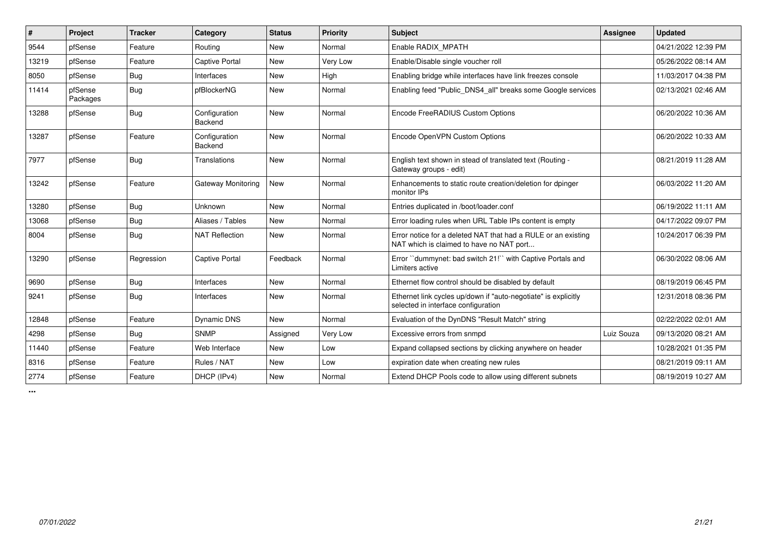| # | Project | Tracker | Category | Status | Priority | Subject | Assignee | Updated |
|---|---|---|---|---|---|---|---|---|
| 9544 | pfSense | Feature | Routing | New | Normal | Enable RADIX_MPATH | | 04/21/2022 12:39 PM |
| 13219 | pfSense | Feature | Captive Portal | New | Very Low | Enable/Disable single voucher roll | | 05/26/2022 08:14 AM |
| 8050 | pfSense | Bug | Interfaces | New | High | Enabling bridge while interfaces have link freezes console | | 11/03/2017 04:38 PM |
| 11414 | pfSense Packages | Bug | pfBlockerNG | New | Normal | Enabling feed "Public_DNS4_all" breaks some Google services | | 02/13/2021 02:46 AM |
| 13288 | pfSense | Bug | Configuration Backend | New | Normal | Encode FreeRADIUS Custom Options | | 06/20/2022 10:36 AM |
| 13287 | pfSense | Feature | Configuration Backend | New | Normal | Encode OpenVPN Custom Options | | 06/20/2022 10:33 AM |
| 7977 | pfSense | Bug | Translations | New | Normal | English text shown in stead of translated text (Routing - Gateway groups - edit) | | 08/21/2019 11:28 AM |
| 13242 | pfSense | Feature | Gateway Monitoring | New | Normal | Enhancements to static route creation/deletion for dpinger monitor IPs | | 06/03/2022 11:20 AM |
| 13280 | pfSense | Bug | Unknown | New | Normal | Entries duplicated in /boot/loader.conf | | 06/19/2022 11:11 AM |
| 13068 | pfSense | Bug | Aliases / Tables | New | Normal | Error loading rules when URL Table IPs content is empty | | 04/17/2022 09:07 PM |
| 8004 | pfSense | Bug | NAT Reflection | New | Normal | Error notice for a deleted NAT that had a RULE or an existing NAT which is claimed to have no NAT port... | | 10/24/2017 06:39 PM |
| 13290 | pfSense | Regression | Captive Portal | Feedback | Normal | Error ``dummynet: bad switch 21!`` with Captive Portals and Limiters active | | 06/30/2022 08:06 AM |
| 9690 | pfSense | Bug | Interfaces | New | Normal | Ethernet flow control should be disabled by default | | 08/19/2019 06:45 PM |
| 9241 | pfSense | Bug | Interfaces | New | Normal | Ethernet link cycles up/down if "auto-negotiate" is explicitly selected in interface configuration | | 12/31/2018 08:36 PM |
| 12848 | pfSense | Feature | Dynamic DNS | New | Normal | Evaluation of the DynDNS "Result Match" string | | 02/22/2022 02:01 AM |
| 4298 | pfSense | Bug | SNMP | Assigned | Very Low | Excessive errors from snmpd | Luiz Souza | 09/13/2020 08:21 AM |
| 11440 | pfSense | Feature | Web Interface | New | Low | Expand collapsed sections by clicking anywhere on header | | 10/28/2021 01:35 PM |
| 8316 | pfSense | Feature | Rules / NAT | New | Low | expiration date when creating new rules | | 08/21/2019 09:11 AM |
| 2774 | pfSense | Feature | DHCP (IPv4) | New | Normal | Extend DHCP Pools code to allow using different subnets | | 08/19/2019 10:27 AM |

...